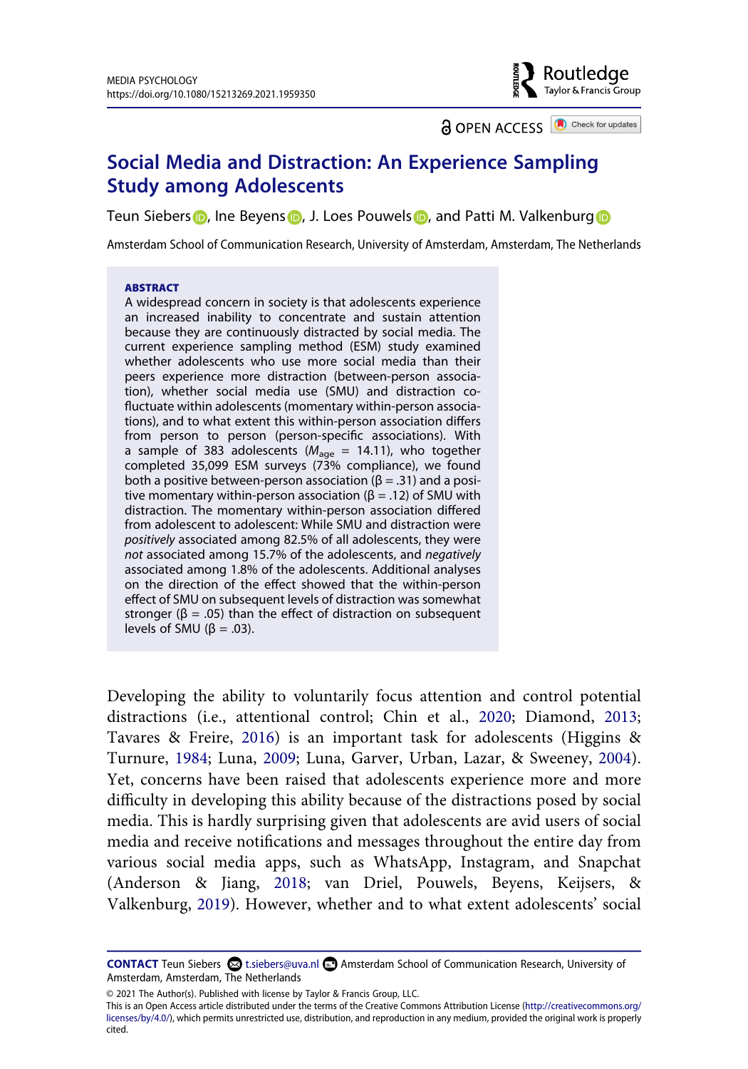# Social Media and Distraction: An Experience Sampling Study among Adolescents

Teun Siebers, Ine Beyens, J. Loes Pouwels, and Patti M. Valkenburg

Amsterdam School of Communication Research, University of Amsterdam, Amsterdam, The Netherlands

## ABSTRACT

A widespread concern in society is that adolescents experience an increased inability to concentrate and sustain attention because they are continuously distracted by social media. The current experience sampling method (ESM) study examined whether adolescents who use more social media than their peers experience more distraction (between-person association), whether social media use (SMU) and distraction co-fluctuate within adolescents (momentary within-person associations), and to what extent this within-person association differs from person to person (person-specific associations). With a sample of 383 adolescents ($M_{age}$ = 14.11), who together completed 35,099 ESM surveys (73% compliance), we found both a positive between-person association (β = .31) and a positive momentary within-person association (β = .12) of SMU with distraction. The momentary within-person association differed from adolescent to adolescent: While SMU and distraction were *positively* associated among 82.5% of all adolescents, they were *not* associated among 15.7% of the adolescents, and *negatively* associated among 1.8% of the adolescents. Additional analyses on the direction of the effect showed that the within-person effect of SMU on subsequent levels of distraction was somewhat stronger (β = .05) than the effect of distraction on subsequent levels of SMU (β = .03).

Developing the ability to voluntarily focus attention and control potential distractions (i.e., attentional control; Chin et al., 2020; Diamond, 2013; Tavares & Freire, 2016) is an important task for adolescents (Higgins & Turnure, 1984; Luna, 2009; Luna, Garver, Urban, Lazar, & Sweeney, 2004). Yet, concerns have been raised that adolescents experience more and more difficulty in developing this ability because of the distractions posed by social media. This is hardly surprising given that adolescents are avid users of social media and receive notifications and messages throughout the entire day from various social media apps, such as WhatsApp, Instagram, and Snapchat (Anderson & Jiang, 2018; van Driel, Pouwels, Beyens, Keijsers, & Valkenburg, 2019). However, whether and to what extent adolescents' social

**CONTACT** Teun Siebers t.siebers@uva.nl Amsterdam School of Communication Research, University of Amsterdam, Amsterdam, The Netherlands

© 2021 The Author(s). Published with license by Taylor & Francis Group, LLC.
This is an Open Access article distributed under the terms of the Creative Commons Attribution License (http://creativecommons.org/licenses/by/4.0/), which permits unrestricted use, distribution, and reproduction in any medium, provided the original work is properly cited.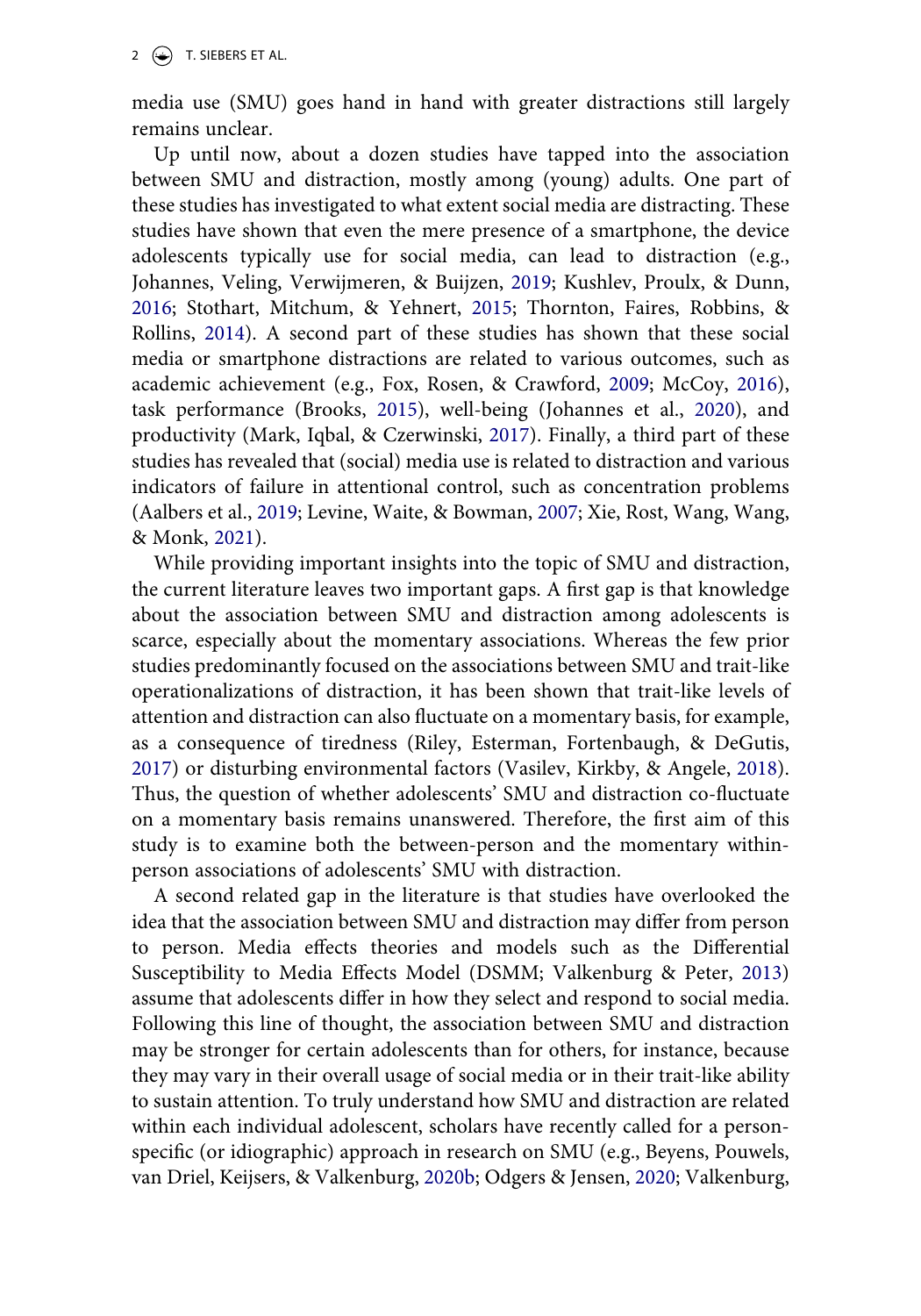media use (SMU) goes hand in hand with greater distractions still largely remains unclear.

Up until now, about a dozen studies have tapped into the association between SMU and distraction, mostly among (young) adults. One part of these studies has investigated to what extent social media are distracting. These studies have shown that even the mere presence of a smartphone, the device adolescents typically use for social media, can lead to distraction (e.g., Johannes, Veling, Verwijmeren, & Buijzen, 2019; Kushlev, Proulx, & Dunn, 2016; Stothart, Mitchum, & Yehnert, 2015; Thornton, Faires, Robbins, & Rollins, 2014). A second part of these studies has shown that these social media or smartphone distractions are related to various outcomes, such as academic achievement (e.g., Fox, Rosen, & Crawford, 2009; McCoy, 2016), task performance (Brooks, 2015), well-being (Johannes et al., 2020), and productivity (Mark, Iqbal, & Czerwinski, 2017). Finally, a third part of these studies has revealed that (social) media use is related to distraction and various indicators of failure in attentional control, such as concentration problems (Aalbers et al., 2019; Levine, Waite, & Bowman, 2007; Xie, Rost, Wang, Wang, & Monk, 2021).

While providing important insights into the topic of SMU and distraction, the current literature leaves two important gaps. A first gap is that knowledge about the association between SMU and distraction among adolescents is scarce, especially about the momentary associations. Whereas the few prior studies predominantly focused on the associations between SMU and trait-like operationalizations of distraction, it has been shown that trait-like levels of attention and distraction can also fluctuate on a momentary basis, for example, as a consequence of tiredness (Riley, Esterman, Fortenbaugh, & DeGutis, 2017) or disturbing environmental factors (Vasilev, Kirkby, & Angele, 2018). Thus, the question of whether adolescents' SMU and distraction co-fluctuate on a momentary basis remains unanswered. Therefore, the first aim of this study is to examine both the between-person and the momentary within-person associations of adolescents' SMU with distraction.

A second related gap in the literature is that studies have overlooked the idea that the association between SMU and distraction may differ from person to person. Media effects theories and models such as the Differential Susceptibility to Media Effects Model (DSMM; Valkenburg & Peter, 2013) assume that adolescents differ in how they select and respond to social media. Following this line of thought, the association between SMU and distraction may be stronger for certain adolescents than for others, for instance, because they may vary in their overall usage of social media or in their trait-like ability to sustain attention. To truly understand how SMU and distraction are related within each individual adolescent, scholars have recently called for a person-specific (or idiographic) approach in research on SMU (e.g., Beyens, Pouwels, van Driel, Keijsers, & Valkenburg, 2020b; Odgers & Jensen, 2020; Valkenburg,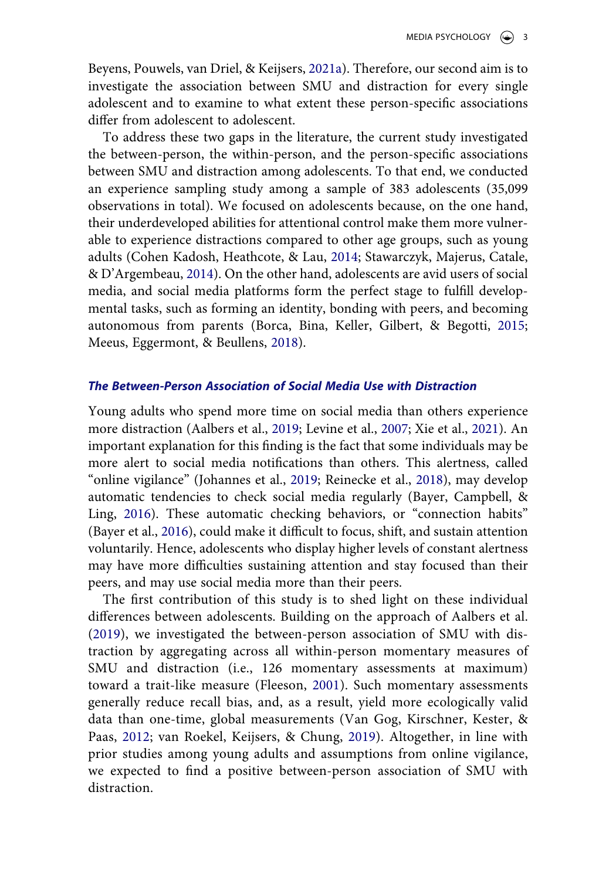Beyens, Pouwels, van Driel, & Keijsers, 2021a). Therefore, our second aim is to investigate the association between SMU and distraction for every single adolescent and to examine to what extent these person-specific associations differ from adolescent to adolescent.

To address these two gaps in the literature, the current study investigated the between-person, the within-person, and the person-specific associations between SMU and distraction among adolescents. To that end, we conducted an experience sampling study among a sample of 383 adolescents (35,099 observations in total). We focused on adolescents because, on the one hand, their underdeveloped abilities for attentional control make them more vulnerable to experience distractions compared to other age groups, such as young adults (Cohen Kadosh, Heathcote, & Lau, 2014; Stawarczyk, Majerus, Catale, & D'Argembeau, 2014). On the other hand, adolescents are avid users of social media, and social media platforms form the perfect stage to fulfill developmental tasks, such as forming an identity, bonding with peers, and becoming autonomous from parents (Borca, Bina, Keller, Gilbert, & Begotti, 2015; Meeus, Eggermont, & Beullens, 2018).

### *The Between-Person Association of Social Media Use with Distraction*

Young adults who spend more time on social media than others experience more distraction (Aalbers et al., 2019; Levine et al., 2007; Xie et al., 2021). An important explanation for this finding is the fact that some individuals may be more alert to social media notifications than others. This alertness, called "online vigilance" (Johannes et al., 2019; Reinecke et al., 2018), may develop automatic tendencies to check social media regularly (Bayer, Campbell, & Ling, 2016). These automatic checking behaviors, or "connection habits" (Bayer et al., 2016), could make it difficult to focus, shift, and sustain attention voluntarily. Hence, adolescents who display higher levels of constant alertness may have more difficulties sustaining attention and stay focused than their peers, and may use social media more than their peers.

The first contribution of this study is to shed light on these individual differences between adolescents. Building on the approach of Aalbers et al. (2019), we investigated the between-person association of SMU with distraction by aggregating across all within-person momentary measures of SMU and distraction (i.e., 126 momentary assessments at maximum) toward a trait-like measure (Fleeson, 2001). Such momentary assessments generally reduce recall bias, and, as a result, yield more ecologically valid data than one-time, global measurements (Van Gog, Kirschner, Kester, & Paas, 2012; van Roekel, Keijsers, & Chung, 2019). Altogether, in line with prior studies among young adults and assumptions from online vigilance, we expected to find a positive between-person association of SMU with distraction.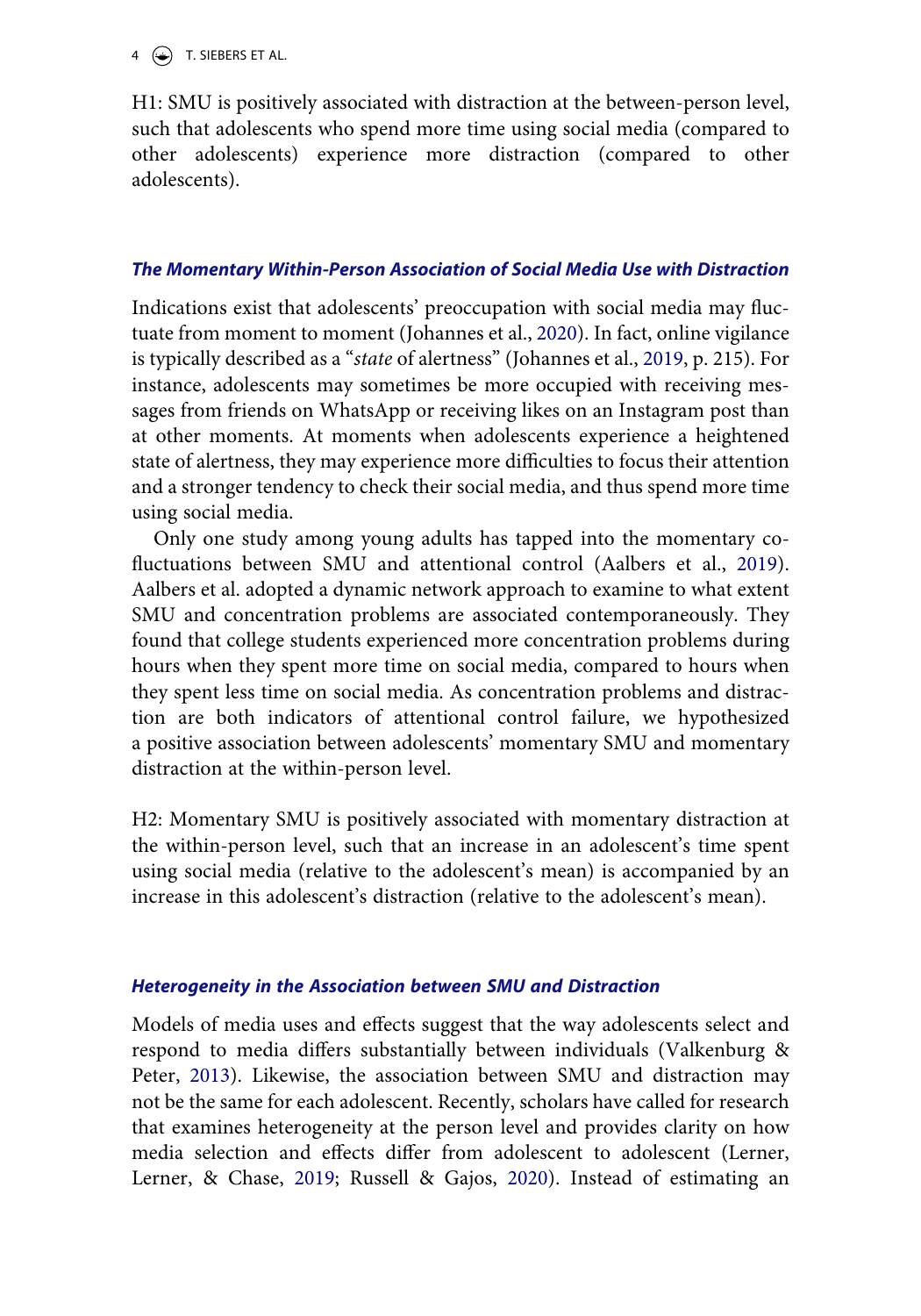H1: SMU is positively associated with distraction at the between-person level, such that adolescents who spend more time using social media (compared to other adolescents) experience more distraction (compared to other adolescents).

### *The Momentary Within-Person Association of Social Media Use with Distraction*

Indications exist that adolescents' preoccupation with social media may fluctuate from moment to moment (Johannes et al., 2020). In fact, online vigilance is typically described as a "*state* of alertness" (Johannes et al., 2019, p. 215). For instance, adolescents may sometimes be more occupied with receiving messages from friends on WhatsApp or receiving likes on an Instagram post than at other moments. At moments when adolescents experience a heightened state of alertness, they may experience more difficulties to focus their attention and a stronger tendency to check their social media, and thus spend more time using social media.

Only one study among young adults has tapped into the momentary co-fluctuations between SMU and attentional control (Aalbers et al., 2019). Aalbers et al. adopted a dynamic network approach to examine to what extent SMU and concentration problems are associated contemporaneously. They found that college students experienced more concentration problems during hours when they spent more time on social media, compared to hours when they spent less time on social media. As concentration problems and distraction are both indicators of attentional control failure, we hypothesized a positive association between adolescents' momentary SMU and momentary distraction at the within-person level.

H2: Momentary SMU is positively associated with momentary distraction at the within-person level, such that an increase in an adolescent's time spent using social media (relative to the adolescent's mean) is accompanied by an increase in this adolescent's distraction (relative to the adolescent's mean).

### *Heterogeneity in the Association between SMU and Distraction*

Models of media uses and effects suggest that the way adolescents select and respond to media differs substantially between individuals (Valkenburg & Peter, 2013). Likewise, the association between SMU and distraction may not be the same for each adolescent. Recently, scholars have called for research that examines heterogeneity at the person level and provides clarity on how media selection and effects differ from adolescent to adolescent (Lerner, Lerner, & Chase, 2019; Russell & Gajos, 2020). Instead of estimating an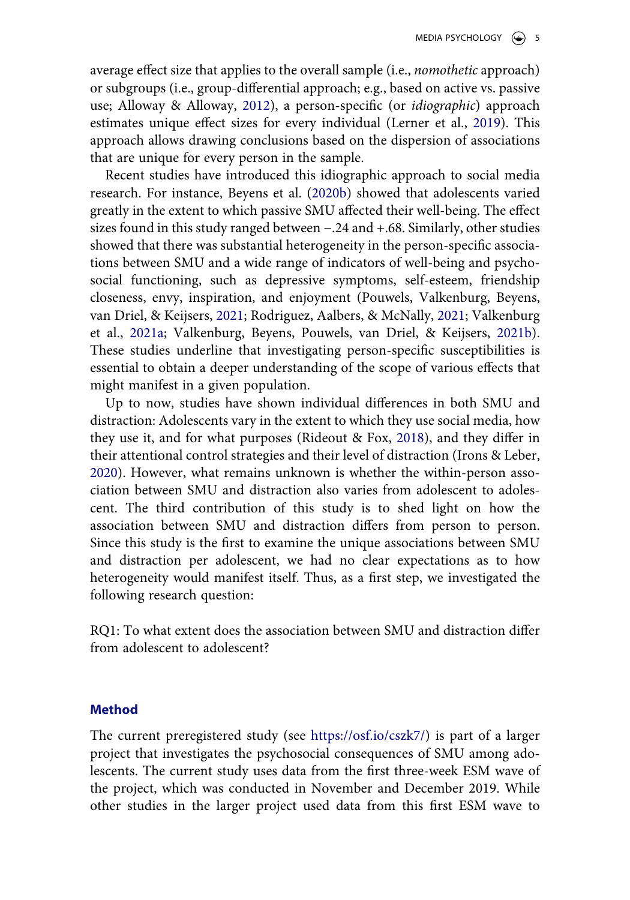average effect size that applies to the overall sample (i.e., *nomothetic* approach) or subgroups (i.e., group-differential approach; e.g., based on active vs. passive use; Alloway & Alloway, 2012), a person-specific (or *idiographic*) approach estimates unique effect sizes for every individual (Lerner et al., 2019). This approach allows drawing conclusions based on the dispersion of associations that are unique for every person in the sample.

Recent studies have introduced this idiographic approach to social media research. For instance, Beyens et al. (2020b) showed that adolescents varied greatly in the extent to which passive SMU affected their well-being. The effect sizes found in this study ranged between −.24 and +.68. Similarly, other studies showed that there was substantial heterogeneity in the person-specific associations between SMU and a wide range of indicators of well-being and psychosocial functioning, such as depressive symptoms, self-esteem, friendship closeness, envy, inspiration, and enjoyment (Pouwels, Valkenburg, Beyens, van Driel, & Keijsers, 2021; Rodriguez, Aalbers, & McNally, 2021; Valkenburg et al., 2021a; Valkenburg, Beyens, Pouwels, van Driel, & Keijsers, 2021b). These studies underline that investigating person-specific susceptibilities is essential to obtain a deeper understanding of the scope of various effects that might manifest in a given population.

Up to now, studies have shown individual differences in both SMU and distraction: Adolescents vary in the extent to which they use social media, how they use it, and for what purposes (Rideout & Fox, 2018), and they differ in their attentional control strategies and their level of distraction (Irons & Leber, 2020). However, what remains unknown is whether the within-person association between SMU and distraction also varies from adolescent to adolescent. The third contribution of this study is to shed light on how the association between SMU and distraction differs from person to person. Since this study is the first to examine the unique associations between SMU and distraction per adolescent, we had no clear expectations as to how heterogeneity would manifest itself. Thus, as a first step, we investigated the following research question:

RQ1: To what extent does the association between SMU and distraction differ from adolescent to adolescent?

## Method

The current preregistered study (see https://osf.io/cszk7/) is part of a larger project that investigates the psychosocial consequences of SMU among adolescents. The current study uses data from the first three-week ESM wave of the project, which was conducted in November and December 2019. While other studies in the larger project used data from this first ESM wave to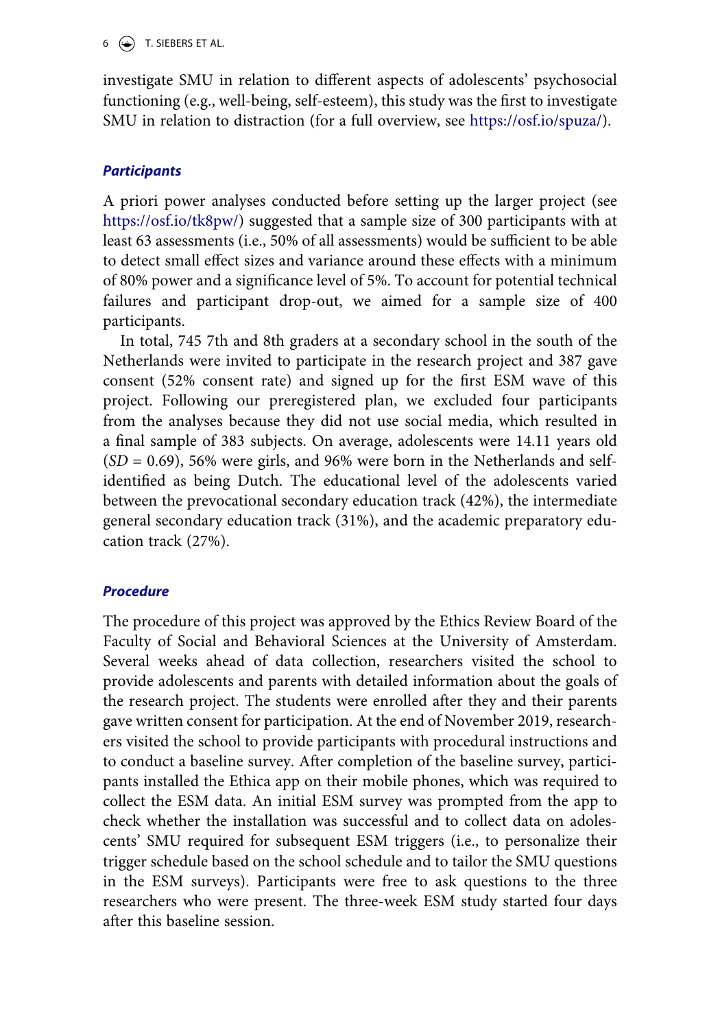investigate SMU in relation to different aspects of adolescents' psychosocial functioning (e.g., well-being, self-esteem), this study was the first to investigate SMU in relation to distraction (for a full overview, see https://osf.io/spuza/).

### *Participants*

A priori power analyses conducted before setting up the larger project (see https://osf.io/tk8pw/) suggested that a sample size of 300 participants with at least 63 assessments (i.e., 50% of all assessments) would be sufficient to be able to detect small effect sizes and variance around these effects with a minimum of 80% power and a significance level of 5%. To account for potential technical failures and participant drop-out, we aimed for a sample size of 400 participants.

In total, 745 7th and 8th graders at a secondary school in the south of the Netherlands were invited to participate in the research project and 387 gave consent (52% consent rate) and signed up for the first ESM wave of this project. Following our preregistered plan, we excluded four participants from the analyses because they did not use social media, which resulted in a final sample of 383 subjects. On average, adolescents were 14.11 years old ($SD$ = 0.69), 56% were girls, and 96% were born in the Netherlands and self-identified as being Dutch. The educational level of the adolescents varied between the prevocational secondary education track (42%), the intermediate general secondary education track (31%), and the academic preparatory education track (27%).

### *Procedure*

The procedure of this project was approved by the Ethics Review Board of the Faculty of Social and Behavioral Sciences at the University of Amsterdam. Several weeks ahead of data collection, researchers visited the school to provide adolescents and parents with detailed information about the goals of the research project. The students were enrolled after they and their parents gave written consent for participation. At the end of November 2019, researchers visited the school to provide participants with procedural instructions and to conduct a baseline survey. After completion of the baseline survey, participants installed the Ethica app on their mobile phones, which was required to collect the ESM data. An initial ESM survey was prompted from the app to check whether the installation was successful and to collect data on adolescents' SMU required for subsequent ESM triggers (i.e., to personalize their trigger schedule based on the school schedule and to tailor the SMU questions in the ESM surveys). Participants were free to ask questions to the three researchers who were present. The three-week ESM study started four days after this baseline session.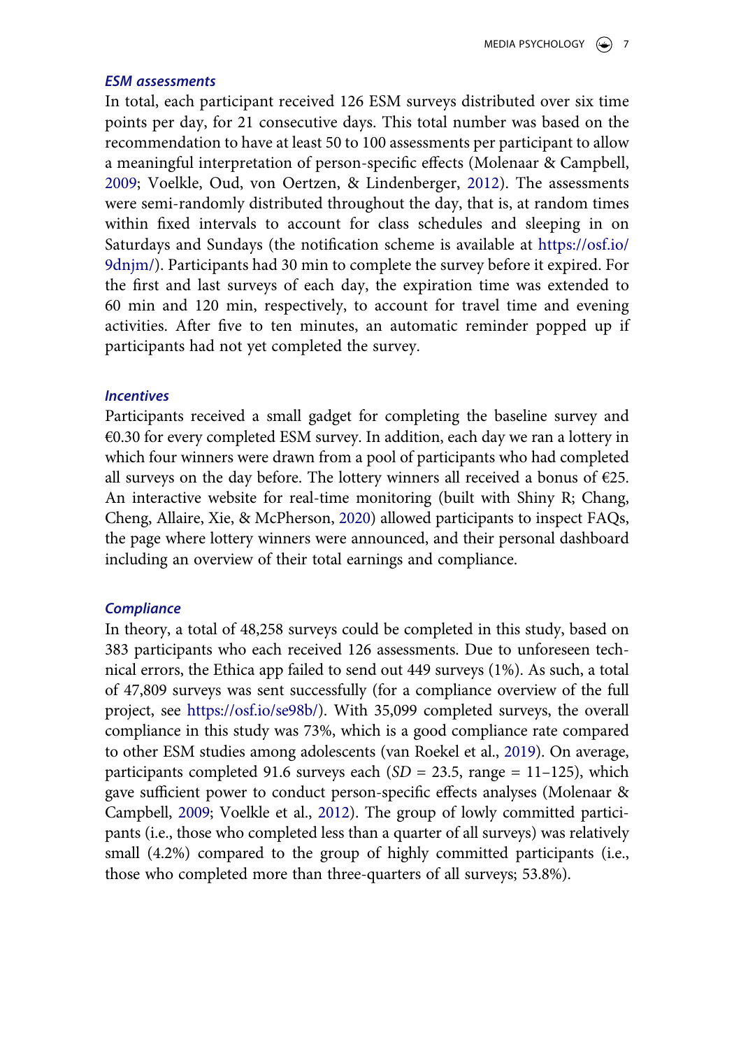### *ESM assessments*

In total, each participant received 126 ESM surveys distributed over six time points per day, for 21 consecutive days. This total number was based on the recommendation to have at least 50 to 100 assessments per participant to allow a meaningful interpretation of person-specific effects (Molenaar & Campbell, 2009; Voelkle, Oud, von Oertzen, & Lindenberger, 2012). The assessments were semi-randomly distributed throughout the day, that is, at random times within fixed intervals to account for class schedules and sleeping in on Saturdays and Sundays (the notification scheme is available at https://osf.io/9dnjm/). Participants had 30 min to complete the survey before it expired. For the first and last surveys of each day, the expiration time was extended to 60 min and 120 min, respectively, to account for travel time and evening activities. After five to ten minutes, an automatic reminder popped up if participants had not yet completed the survey.

### *Incentives*

Participants received a small gadget for completing the baseline survey and €0.30 for every completed ESM survey. In addition, each day we ran a lottery in which four winners were drawn from a pool of participants who had completed all surveys on the day before. The lottery winners all received a bonus of €25. An interactive website for real-time monitoring (built with Shiny R; Chang, Cheng, Allaire, Xie, & McPherson, 2020) allowed participants to inspect FAQs, the page where lottery winners were announced, and their personal dashboard including an overview of their total earnings and compliance.

### *Compliance*

In theory, a total of 48,258 surveys could be completed in this study, based on 383 participants who each received 126 assessments. Due to unforeseen technical errors, the Ethica app failed to send out 449 surveys (1%). As such, a total of 47,809 surveys was sent successfully (for a compliance overview of the full project, see https://osf.io/se98b/). With 35,099 completed surveys, the overall compliance in this study was 73%, which is a good compliance rate compared to other ESM studies among adolescents (van Roekel et al., 2019). On average, participants completed 91.6 surveys each ($SD$ = 23.5, range = 11–125), which gave sufficient power to conduct person-specific effects analyses (Molenaar & Campbell, 2009; Voelkle et al., 2012). The group of lowly committed participants (i.e., those who completed less than a quarter of all surveys) was relatively small (4.2%) compared to the group of highly committed participants (i.e., those who completed more than three-quarters of all surveys; 53.8%).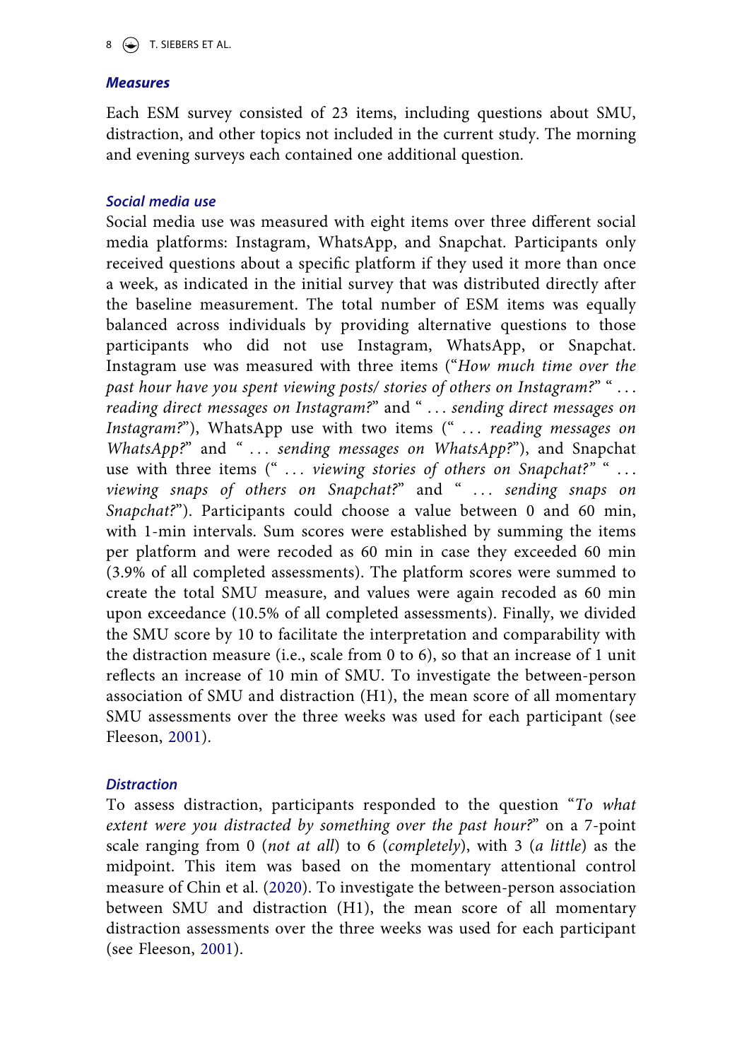### Measures

Each ESM survey consisted of 23 items, including questions about SMU, distraction, and other topics not included in the current study. The morning and evening surveys each contained one additional question.

#### Social media use

Social media use was measured with eight items over three different social media platforms: Instagram, WhatsApp, and Snapchat. Participants only received questions about a specific platform if they used it more than once a week, as indicated in the initial survey that was distributed directly after the baseline measurement. The total number of ESM items was equally balanced across individuals by providing alternative questions to those participants who did not use Instagram, WhatsApp, or Snapchat. Instagram use was measured with three items ("*How much time over the past hour have you spent viewing posts/ stories of others on Instagram?*" " … *reading direct messages on Instagram?*" and " … *sending direct messages on Instagram?*"), WhatsApp use with two items (" … *reading messages on WhatsApp?*" and " … *sending messages on WhatsApp?*"), and Snapchat use with three items (" … *viewing stories of others on Snapchat?*" " … *viewing snaps of others on Snapchat?*" and " … *sending snaps on Snapchat?*"). Participants could choose a value between 0 and 60 min, with 1-min intervals. Sum scores were established by summing the items per platform and were recoded as 60 min in case they exceeded 60 min (3.9% of all completed assessments). The platform scores were summed to create the total SMU measure, and values were again recoded as 60 min upon exceedance (10.5% of all completed assessments). Finally, we divided the SMU score by 10 to facilitate the interpretation and comparability with the distraction measure (i.e., scale from 0 to 6), so that an increase of 1 unit reflects an increase of 10 min of SMU. To investigate the between-person association of SMU and distraction (H1), the mean score of all momentary SMU assessments over the three weeks was used for each participant (see Fleeson, 2001).

#### Distraction

To assess distraction, participants responded to the question "*To what extent were you distracted by something over the past hour?*" on a 7-point scale ranging from 0 (*not at all*) to 6 (*completely*), with 3 (*a little*) as the midpoint. This item was based on the momentary attentional control measure of Chin et al. (2020). To investigate the between-person association between SMU and distraction (H1), the mean score of all momentary distraction assessments over the three weeks was used for each participant (see Fleeson, 2001).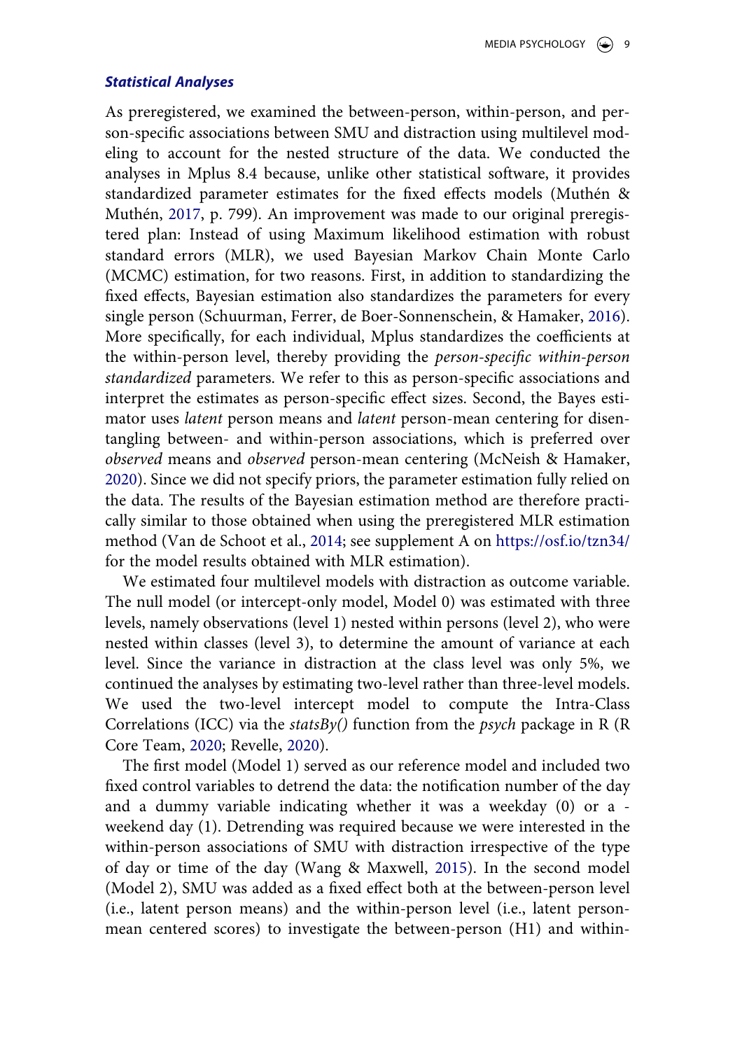### *Statistical Analyses*

As preregistered, we examined the between-person, within-person, and person-specific associations between SMU and distraction using multilevel modeling to account for the nested structure of the data. We conducted the analyses in Mplus 8.4 because, unlike other statistical software, it provides standardized parameter estimates for the fixed effects models (Muthén & Muthén, 2017, p. 799). An improvement was made to our original preregistered plan: Instead of using Maximum likelihood estimation with robust standard errors (MLR), we used Bayesian Markov Chain Monte Carlo (MCMC) estimation, for two reasons. First, in addition to standardizing the fixed effects, Bayesian estimation also standardizes the parameters for every single person (Schuurman, Ferrer, de Boer-Sonnenschein, & Hamaker, 2016). More specifically, for each individual, Mplus standardizes the coefficients at the within-person level, thereby providing the *person-specific within-person standardized* parameters. We refer to this as person-specific associations and interpret the estimates as person-specific effect sizes. Second, the Bayes estimator uses *latent* person means and *latent* person-mean centering for disentangling between- and within-person associations, which is preferred over *observed* means and *observed* person-mean centering (McNeish & Hamaker, 2020). Since we did not specify priors, the parameter estimation fully relied on the data. The results of the Bayesian estimation method are therefore practically similar to those obtained when using the preregistered MLR estimation method (Van de Schoot et al., 2014; see supplement A on https://osf.io/tzn34/ for the model results obtained with MLR estimation).

We estimated four multilevel models with distraction as outcome variable. The null model (or intercept-only model, Model 0) was estimated with three levels, namely observations (level 1) nested within persons (level 2), who were nested within classes (level 3), to determine the amount of variance at each level. Since the variance in distraction at the class level was only 5%, we continued the analyses by estimating two-level rather than three-level models. We used the two-level intercept model to compute the Intra-Class Correlations (ICC) via the *statsBy()* function from the *psych* package in R (R Core Team, 2020; Revelle, 2020).

The first model (Model 1) served as our reference model and included two fixed control variables to detrend the data: the notification number of the day and a dummy variable indicating whether it was a weekday (0) or a weekend day (1). Detrending was required because we were interested in the within-person associations of SMU with distraction irrespective of the type of day or time of the day (Wang & Maxwell, 2015). In the second model (Model 2), SMU was added as a fixed effect both at the between-person level (i.e., latent person means) and the within-person level (i.e., latent person-mean centered scores) to investigate the between-person (H1) and within-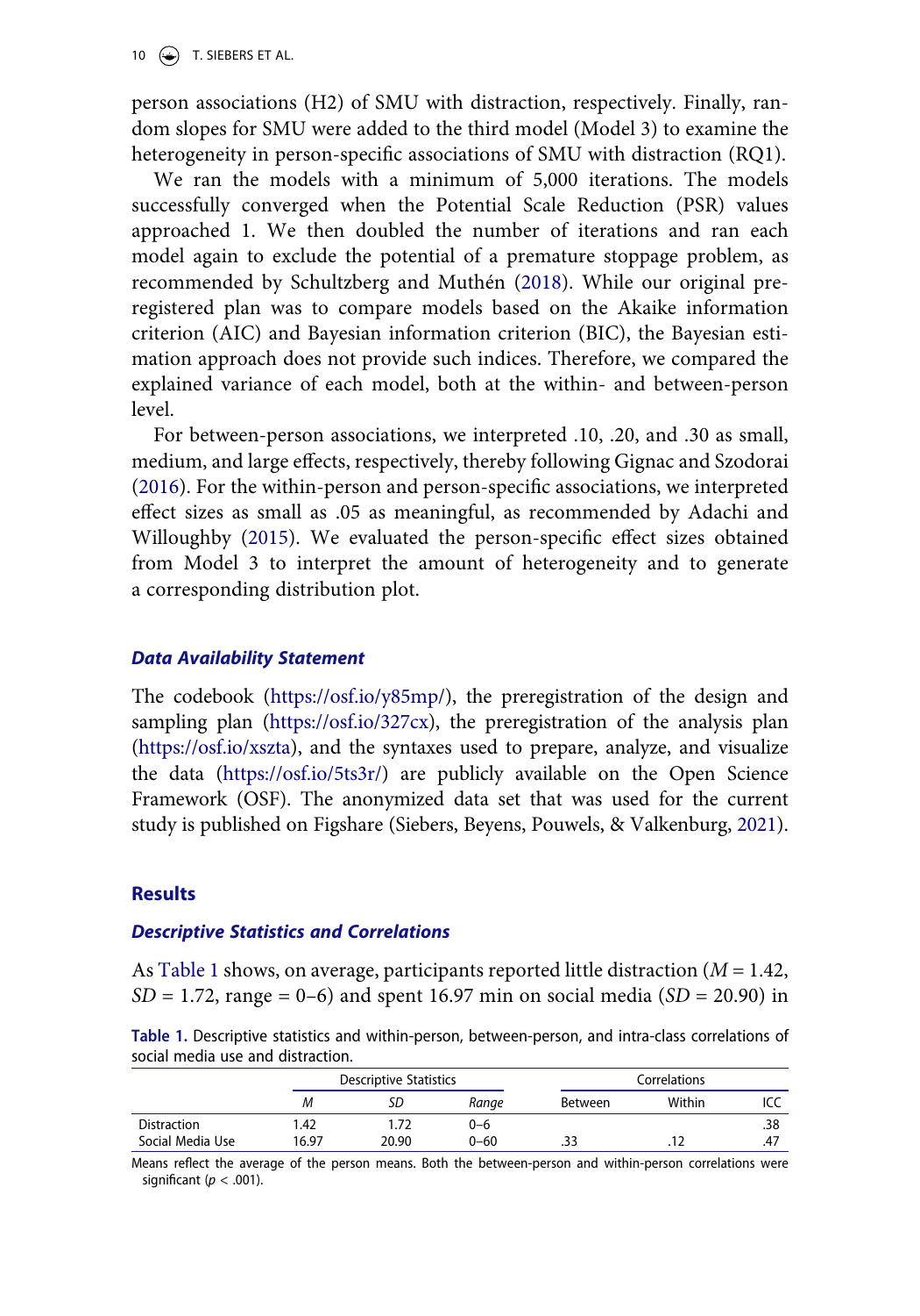person associations (H2) of SMU with distraction, respectively. Finally, random slopes for SMU were added to the third model (Model 3) to examine the heterogeneity in person-specific associations of SMU with distraction (RQ1).

We ran the models with a minimum of 5,000 iterations. The models successfully converged when the Potential Scale Reduction (PSR) values approached 1. We then doubled the number of iterations and ran each model again to exclude the potential of a premature stoppage problem, as recommended by Schultzberg and Muthén (2018). While our original preregistered plan was to compare models based on the Akaike information criterion (AIC) and Bayesian information criterion (BIC), the Bayesian estimation approach does not provide such indices. Therefore, we compared the explained variance of each model, both at the within- and between-person level.

For between-person associations, we interpreted .10, .20, and .30 as small, medium, and large effects, respectively, thereby following Gignac and Szodorai (2016). For the within-person and person-specific associations, we interpreted effect sizes as small as .05 as meaningful, as recommended by Adachi and Willoughby (2015). We evaluated the person-specific effect sizes obtained from Model 3 to interpret the amount of heterogeneity and to generate a corresponding distribution plot.

### *Data Availability Statement*

The codebook (https://osf.io/y85mp/), the preregistration of the design and sampling plan (https://osf.io/327cx), the preregistration of the analysis plan (https://osf.io/xszta), and the syntaxes used to prepare, analyze, and visualize the data (https://osf.io/5ts3r/) are publicly available on the Open Science Framework (OSF). The anonymized data set that was used for the current study is published on Figshare (Siebers, Beyens, Pouwels, & Valkenburg, 2021).

## Results

### *Descriptive Statistics and Correlations*

As Table 1 shows, on average, participants reported little distraction ($M$ = 1.42, $SD$ = 1.72, range = 0–6) and spent 16.97 min on social media ($SD$ = 20.90) in

**Table 1.** Descriptive statistics and within-person, between-person, and intra-class correlations of social media use and distraction.

| | Descriptive Statistics | | | Correlations | | |
|---|---|---|---|---|---|---|
| | *M* | *SD* | *Range* | Between | Within | ICC |
| Distraction | 1.42 | 1.72 | 0–6 | | | .38 |
| Social Media Use | 16.97 | 20.90 | 0–60 | .33 | .12 | .47 |

Means reflect the average of the person means. Both the between-person and within-person correlations were significant ($p$ < .001).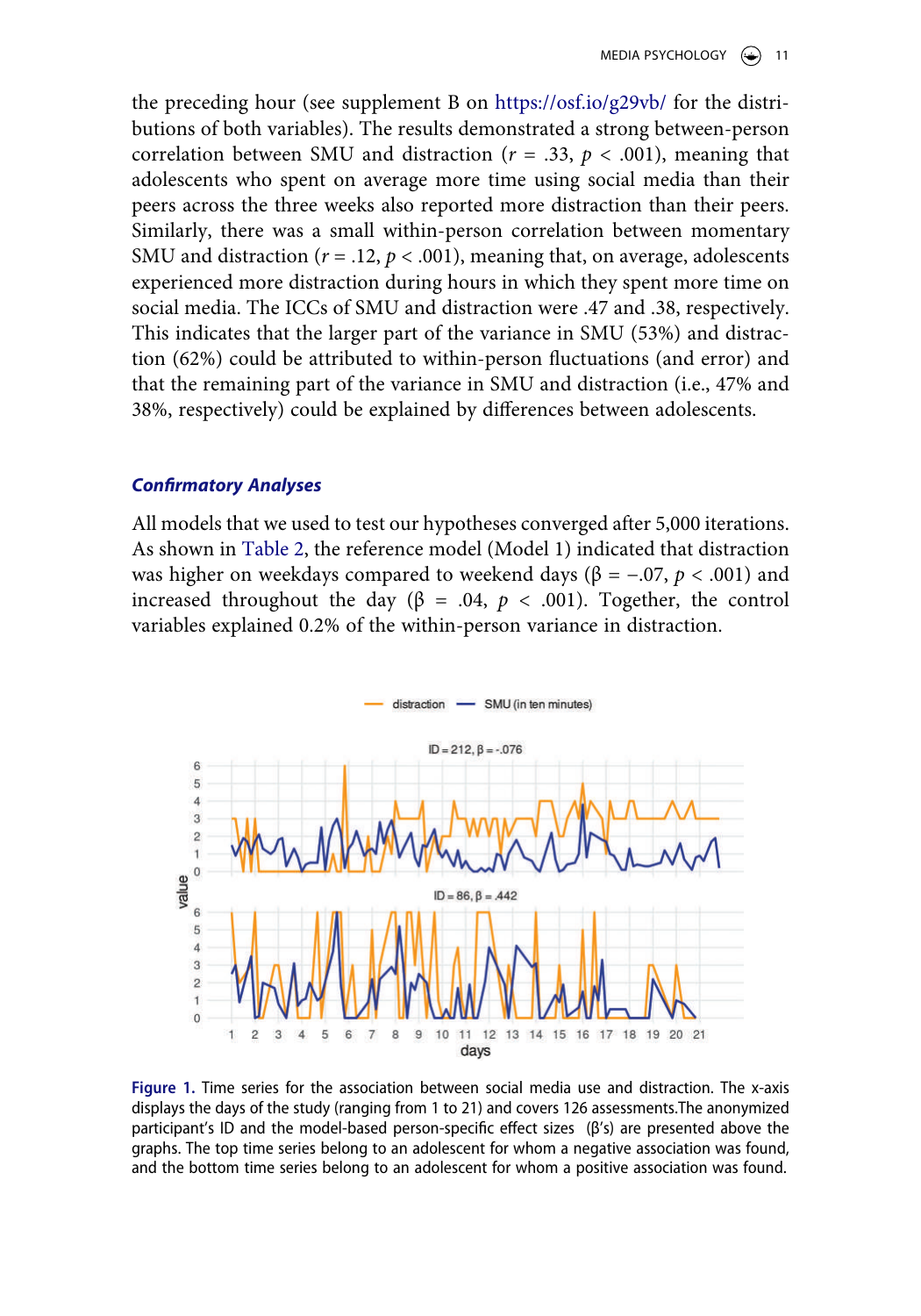the preceding hour (see supplement B on https://osf.io/g29vb/ for the distributions of both variables). The results demonstrated a strong between-person correlation between SMU and distraction ($r$ = .33, $p$ < .001), meaning that adolescents who spent on average more time using social media than their peers across the three weeks also reported more distraction than their peers. Similarly, there was a small within-person correlation between momentary SMU and distraction ($r$ = .12, $p$ < .001), meaning that, on average, adolescents experienced more distraction during hours in which they spent more time on social media. The ICCs of SMU and distraction were .47 and .38, respectively. This indicates that the larger part of the variance in SMU (53%) and distraction (62%) could be attributed to within-person fluctuations (and error) and that the remaining part of the variance in SMU and distraction (i.e., 47% and 38%, respectively) could be explained by differences between adolescents.

### *Confirmatory Analyses*

All models that we used to test our hypotheses converged after 5,000 iterations. As shown in Table 2, the reference model (Model 1) indicated that distraction was higher on weekdays compared to weekend days (β = −.07, $p$ < .001) and increased throughout the day (β = .04, $p$ < .001). Together, the control variables explained 0.2% of the within-person variance in distraction.

**Figure 1.** Time series for the association between social media use and distraction. The x-axis displays the days of the study (ranging from 1 to 21) and covers 126 assessments.The anonymized participant's ID and the model-based person-specific effect sizes (β's) are presented above the graphs. The top time series belong to an adolescent for whom a negative association was found, and the bottom time series belong to an adolescent for whom a positive association was found.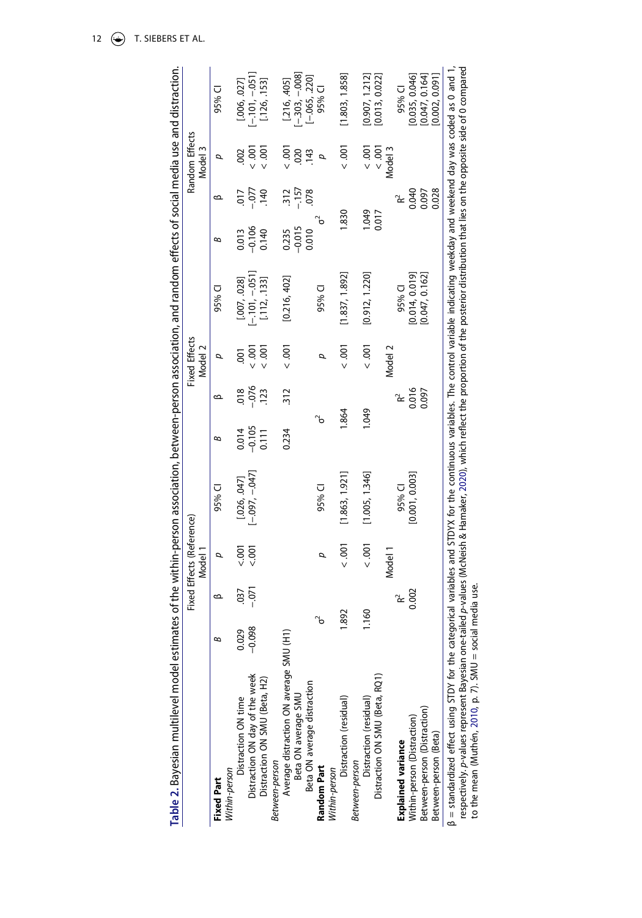**Table 2.** Bayesian multilevel model estimates of the within-person association, between-person association, and random effects of social media use and distraction.

| | Fixed Effects (Reference) Model 1 | | | | Fixed Effects Model 2 | | | | Random Effects Model 3 | | | |
|---|---|---|---|---|---|---|---|---|---|---|---|---|
| **Fixed Part** | *B* | β | *p* | 95% CI | *B* | β | *p* | 95% CI | *B* | β | *p* | 95% CI |
| *Within-person* | | | | | | | | | | | | |
| Distraction ON time | 0.029 | .037 | <.001 | [.026, .047] | 0.014 | .018 | .001 | [.007, .028] | 0.013 | .017 | .002 | [.006, .027] |
| Distraction ON day of the week | −0.098 | −.071 | <.001 | [−.097, −.047] | −0.105 | −.076 | < .001 | [−.101, −.051] | −0.106 | −.077 | < .001 | [−.101, −.051] |
| Distraction ON SMU (Beta, H2) | | | | | 0.111 | .123 | < .001 | [.112, .133] | 0.140 | .140 | < .001 | [.126, .153] |
| *Between-person* | | | | | | | | | | | | |
| Average distraction ON average SMU (H1) | | | | | 0.234 | .312 | < .001 | [0.216, .402] | 0.235 | .312 | < .001 | [.216, .405] |
| Beta ON average SMU | | | | | | | | | −0.015 | −.157 | .020 | [−.303, −.008] |
| Beta ON average distraction | | | | | | | | | 0.010 | .078 | .143 | [−.065, .220] |
| **Random Part** | $\sigma^2$ | | *p* | 95% CI | $\sigma^2$ | | *p* | 95% CI | $\sigma^2$ | | *p* | 95% CI |
| *Within-person* | | | | | | | | | | | | |
| Distraction (residual) | 1.892 | | < .001 | [1.863, 1.921] | 1.864 | | < .001 | [1.837, 1.892] | 1.830 | | < .001 | [1.803, 1.858] |
| *Between-person* | | | | | | | | | | | | |
| Distraction (residual) | 1.160 | | < .001 | [1.005, 1.346] | 1.049 | | < .001 | [0.912, 1.220] | 1.049 | | < .001 | [0.907, 1.212] |
| Distraction ON SMU (Beta, RQ1) | | | | | | | | | 0.017 | | < .001 | [0.013, 0.022] |
| **Explained variance** | | $R^2$ | Model 1 | 95% CI | | $R^2$ | Model 2 | 95% CI | | $R^2$ | Model 3 | 95% CI |
| Within-person (Distraction) | | 0.002 | | [0.001, 0.003] | | 0.016 | | [0.014, 0.019] | | 0.040 | | [0.035, 0.046] |
| Between-person (Distraction) | | | | | | 0.097 | | [0.047, 0.162] | | 0.097 | | [0.047, 0.164] |
| Between-person (Beta) | | | | | | | | | | 0.028 | | [0.002, 0.091] |

β = standardized effect using STDY for the categorical variables and STDYX for the continuous variables. The control variable indicating weekday and weekend day was coded as 0 and 1, respectively. *p*-values represent Bayesian one-tailed *p*-values (McNeish & Hamaker, 2020), which reflect the proportion of the posterior distribution that lies on the opposite side of 0 compared to the mean (Muthén, 2010, p. 7). SMU = social media use.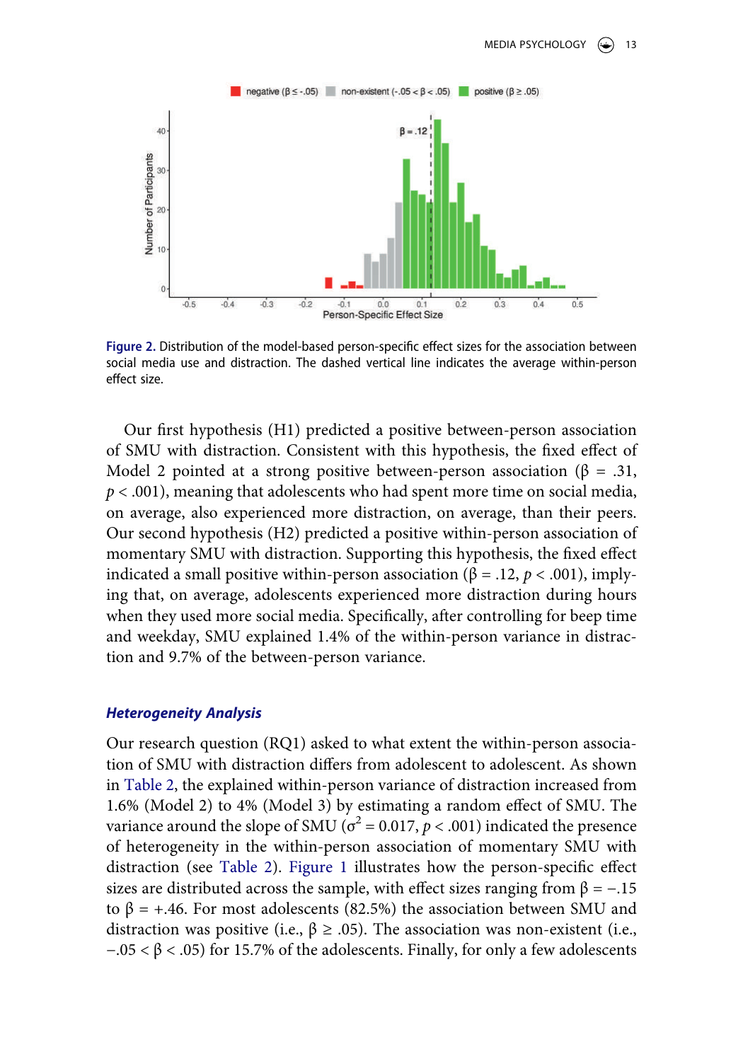**Figure 2.** Distribution of the model-based person-specific effect sizes for the association between social media use and distraction. The dashed vertical line indicates the average within-person effect size.

Our first hypothesis (H1) predicted a positive between-person association of SMU with distraction. Consistent with this hypothesis, the fixed effect of Model 2 pointed at a strong positive between-person association ($\beta$ = .31, $p < .001$), meaning that adolescents who had spent more time on social media, on average, also experienced more distraction, on average, than their peers. Our second hypothesis (H2) predicted a positive within-person association of momentary SMU with distraction. Supporting this hypothesis, the fixed effect indicated a small positive within-person association ($\beta$ = .12, $p < .001$), implying that, on average, adolescents experienced more distraction during hours when they used more social media. Specifically, after controlling for beep time and weekday, SMU explained 1.4% of the within-person variance in distraction and 9.7% of the between-person variance.

### *Heterogeneity Analysis*

Our research question (RQ1) asked to what extent the within-person association of SMU with distraction differs from adolescent to adolescent. As shown in Table 2, the explained within-person variance of distraction increased from 1.6% (Model 2) to 4% (Model 3) by estimating a random effect of SMU. The variance around the slope of SMU ($\sigma^2 = 0.017$, $p < .001$) indicated the presence of heterogeneity in the within-person association of momentary SMU with distraction (see Table 2). Figure 1 illustrates how the person-specific effect sizes are distributed across the sample, with effect sizes ranging from $\beta = -.15$ to $\beta = +.46$. For most adolescents (82.5%) the association between SMU and distraction was positive (i.e., $\beta \geq .05$). The association was non-existent (i.e., $-.05 < \beta < .05$) for 15.7% of the adolescents. Finally, for only a few adolescents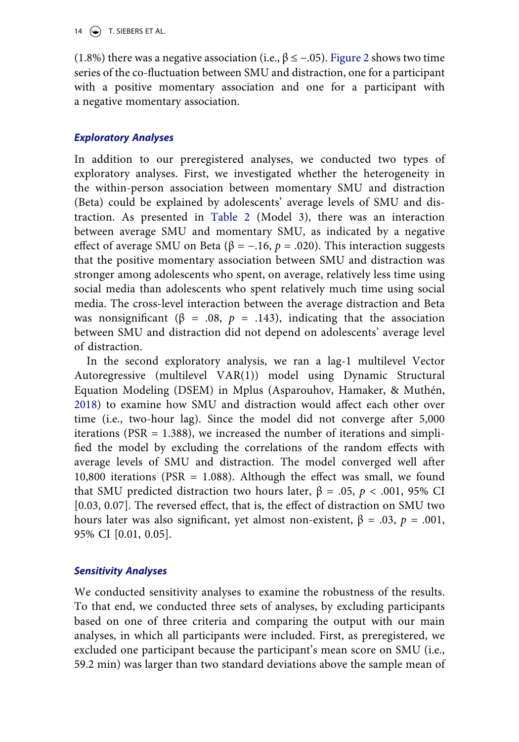(1.8%) there was a negative association (i.e., $\beta \leq -.05$). Figure 2 shows two time series of the co-fluctuation between SMU and distraction, one for a participant with a positive momentary association and one for a participant with a negative momentary association.

### *Exploratory Analyses*

In addition to our preregistered analyses, we conducted two types of exploratory analyses. First, we investigated whether the heterogeneity in the within-person association between momentary SMU and distraction (Beta) could be explained by adolescents' average levels of SMU and distraction. As presented in Table 2 (Model 3), there was an interaction between average SMU and momentary SMU, as indicated by a negative effect of average SMU on Beta ($\beta = -.16$, $p = .020$). This interaction suggests that the positive momentary association between SMU and distraction was stronger among adolescents who spent, on average, relatively less time using social media than adolescents who spent relatively much time using social media. The cross-level interaction between the average distraction and Beta was nonsignificant ($\beta = .08$, $p = .143$), indicating that the association between SMU and distraction did not depend on adolescents' average level of distraction.

In the second exploratory analysis, we ran a lag-1 multilevel Vector Autoregressive (multilevel VAR(1)) model using Dynamic Structural Equation Modeling (DSEM) in Mplus (Asparouhov, Hamaker, & Muthén, 2018) to examine how SMU and distraction would affect each other over time (i.e., two-hour lag). Since the model did not converge after 5,000 iterations (PSR = 1.388), we increased the number of iterations and simplified the model by excluding the correlations of the random effects with average levels of SMU and distraction. The model converged well after 10,800 iterations (PSR = 1.088). Although the effect was small, we found that SMU predicted distraction two hours later, $\beta = .05$, $p < .001$, 95% CI [0.03, 0.07]. The reversed effect, that is, the effect of distraction on SMU two hours later was also significant, yet almost non-existent, $\beta = .03$, $p = .001$, 95% CI [0.01, 0.05].

### *Sensitivity Analyses*

We conducted sensitivity analyses to examine the robustness of the results. To that end, we conducted three sets of analyses, by excluding participants based on one of three criteria and comparing the output with our main analyses, in which all participants were included. First, as preregistered, we excluded one participant because the participant's mean score on SMU (i.e., 59.2 min) was larger than two standard deviations above the sample mean of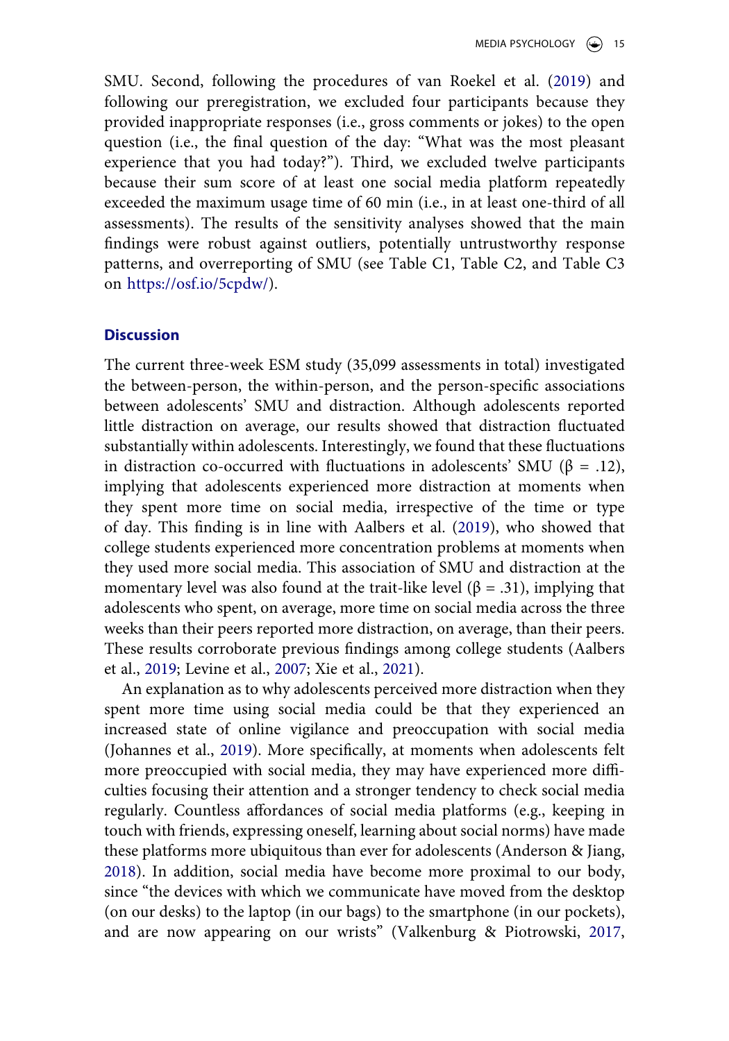SMU. Second, following the procedures of van Roekel et al. (2019) and following our preregistration, we excluded four participants because they provided inappropriate responses (i.e., gross comments or jokes) to the open question (i.e., the final question of the day: "What was the most pleasant experience that you had today?"). Third, we excluded twelve participants because their sum score of at least one social media platform repeatedly exceeded the maximum usage time of 60 min (i.e., in at least one-third of all assessments). The results of the sensitivity analyses showed that the main findings were robust against outliers, potentially untrustworthy response patterns, and overreporting of SMU (see Table C1, Table C2, and Table C3 on https://osf.io/5cpdw/).

## Discussion

The current three-week ESM study (35,099 assessments in total) investigated the between-person, the within-person, and the person-specific associations between adolescents' SMU and distraction. Although adolescents reported little distraction on average, our results showed that distraction fluctuated substantially within adolescents. Interestingly, we found that these fluctuations in distraction co-occurred with fluctuations in adolescents' SMU ($\beta = .12$), implying that adolescents experienced more distraction at moments when they spent more time on social media, irrespective of the time or type of day. This finding is in line with Aalbers et al. (2019), who showed that college students experienced more concentration problems at moments when they used more social media. This association of SMU and distraction at the momentary level was also found at the trait-like level ($\beta = .31$), implying that adolescents who spent, on average, more time on social media across the three weeks than their peers reported more distraction, on average, than their peers. These results corroborate previous findings among college students (Aalbers et al., 2019; Levine et al., 2007; Xie et al., 2021).

An explanation as to why adolescents perceived more distraction when they spent more time using social media could be that they experienced an increased state of online vigilance and preoccupation with social media (Johannes et al., 2019). More specifically, at moments when adolescents felt more preoccupied with social media, they may have experienced more difficulties focusing their attention and a stronger tendency to check social media regularly. Countless affordances of social media platforms (e.g., keeping in touch with friends, expressing oneself, learning about social norms) have made these platforms more ubiquitous than ever for adolescents (Anderson & Jiang, 2018). In addition, social media have become more proximal to our body, since "the devices with which we communicate have moved from the desktop (on our desks) to the laptop (in our bags) to the smartphone (in our pockets), and are now appearing on our wrists" (Valkenburg & Piotrowski, 2017,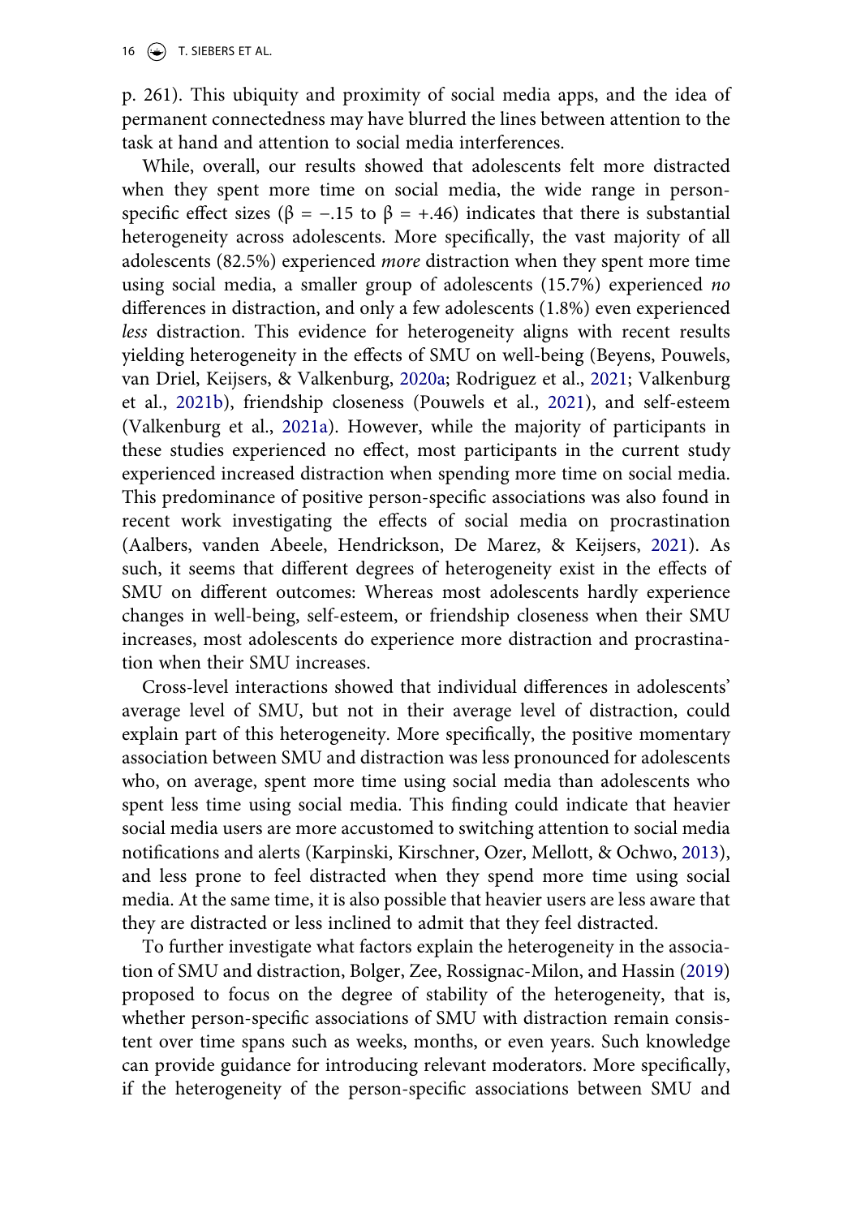p. 261). This ubiquity and proximity of social media apps, and the idea of permanent connectedness may have blurred the lines between attention to the task at hand and attention to social media interferences.

While, overall, our results showed that adolescents felt more distracted when they spent more time on social media, the wide range in person-specific effect sizes ($\beta = -.15$ to $\beta = +.46$) indicates that there is substantial heterogeneity across adolescents. More specifically, the vast majority of all adolescents (82.5%) experienced *more* distraction when they spent more time using social media, a smaller group of adolescents (15.7%) experienced *no* differences in distraction, and only a few adolescents (1.8%) even experienced *less* distraction. This evidence for heterogeneity aligns with recent results yielding heterogeneity in the effects of SMU on well-being (Beyens, Pouwels, van Driel, Keijsers, & Valkenburg, 2020a; Rodriguez et al., 2021; Valkenburg et al., 2021b), friendship closeness (Pouwels et al., 2021), and self-esteem (Valkenburg et al., 2021a). However, while the majority of participants in these studies experienced no effect, most participants in the current study experienced increased distraction when spending more time on social media. This predominance of positive person-specific associations was also found in recent work investigating the effects of social media on procrastination (Aalbers, vanden Abeele, Hendrickson, De Marez, & Keijsers, 2021). As such, it seems that different degrees of heterogeneity exist in the effects of SMU on different outcomes: Whereas most adolescents hardly experience changes in well-being, self-esteem, or friendship closeness when their SMU increases, most adolescents do experience more distraction and procrastination when their SMU increases.

Cross-level interactions showed that individual differences in adolescents' average level of SMU, but not in their average level of distraction, could explain part of this heterogeneity. More specifically, the positive momentary association between SMU and distraction was less pronounced for adolescents who, on average, spent more time using social media than adolescents who spent less time using social media. This finding could indicate that heavier social media users are more accustomed to switching attention to social media notifications and alerts (Karpinski, Kirschner, Ozer, Mellott, & Ochwo, 2013), and less prone to feel distracted when they spend more time using social media. At the same time, it is also possible that heavier users are less aware that they are distracted or less inclined to admit that they feel distracted.

To further investigate what factors explain the heterogeneity in the association of SMU and distraction, Bolger, Zee, Rossignac-Milon, and Hassin (2019) proposed to focus on the degree of stability of the heterogeneity, that is, whether person-specific associations of SMU with distraction remain consistent over time spans such as weeks, months, or even years. Such knowledge can provide guidance for introducing relevant moderators. More specifically, if the heterogeneity of the person-specific associations between SMU and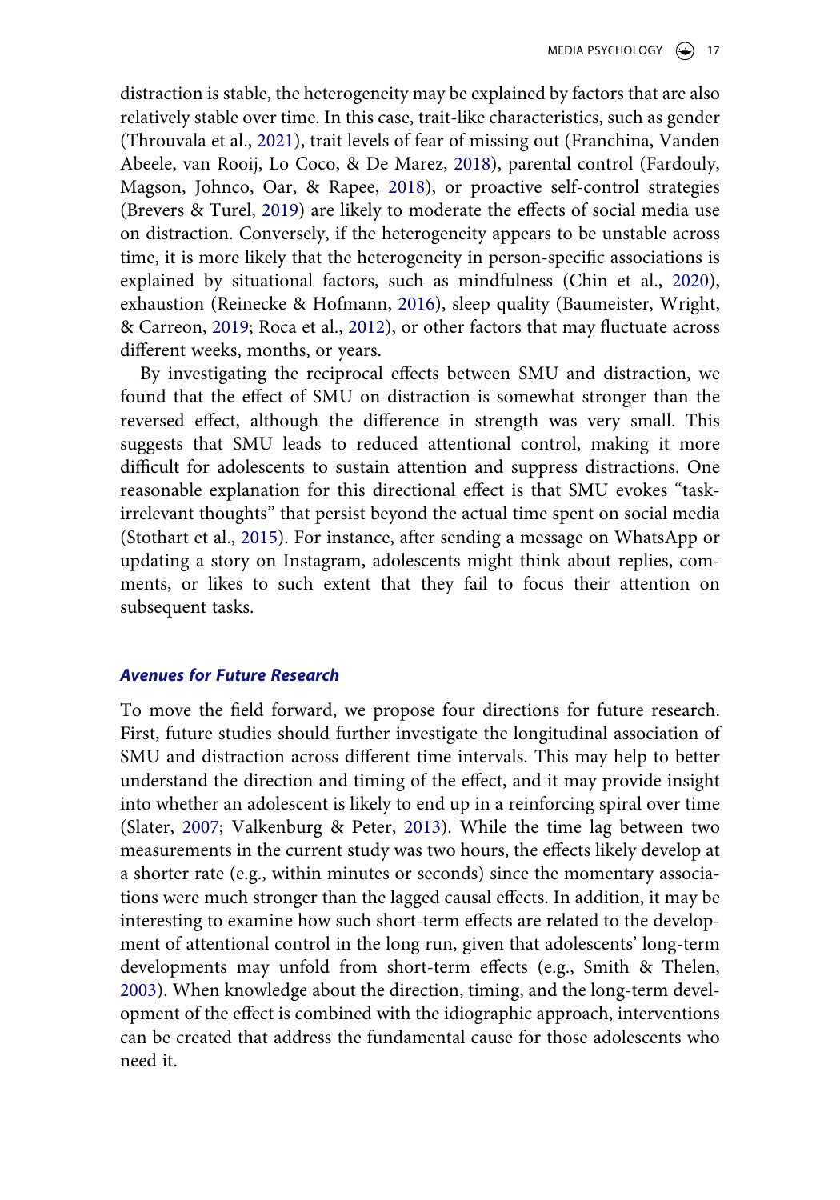distraction is stable, the heterogeneity may be explained by factors that are also relatively stable over time. In this case, trait-like characteristics, such as gender (Throuvala et al., 2021), trait levels of fear of missing out (Franchina, Vanden Abeele, van Rooij, Lo Coco, & De Marez, 2018), parental control (Fardouly, Magson, Johnco, Oar, & Rapee, 2018), or proactive self-control strategies (Brevers & Turel, 2019) are likely to moderate the effects of social media use on distraction. Conversely, if the heterogeneity appears to be unstable across time, it is more likely that the heterogeneity in person-specific associations is explained by situational factors, such as mindfulness (Chin et al., 2020), exhaustion (Reinecke & Hofmann, 2016), sleep quality (Baumeister, Wright, & Carreon, 2019; Roca et al., 2012), or other factors that may fluctuate across different weeks, months, or years.

By investigating the reciprocal effects between SMU and distraction, we found that the effect of SMU on distraction is somewhat stronger than the reversed effect, although the difference in strength was very small. This suggests that SMU leads to reduced attentional control, making it more difficult for adolescents to sustain attention and suppress distractions. One reasonable explanation for this directional effect is that SMU evokes "task-irrelevant thoughts" that persist beyond the actual time spent on social media (Stothart et al., 2015). For instance, after sending a message on WhatsApp or updating a story on Instagram, adolescents might think about replies, comments, or likes to such extent that they fail to focus their attention on subsequent tasks.

### *Avenues for Future Research*

To move the field forward, we propose four directions for future research. First, future studies should further investigate the longitudinal association of SMU and distraction across different time intervals. This may help to better understand the direction and timing of the effect, and it may provide insight into whether an adolescent is likely to end up in a reinforcing spiral over time (Slater, 2007; Valkenburg & Peter, 2013). While the time lag between two measurements in the current study was two hours, the effects likely develop at a shorter rate (e.g., within minutes or seconds) since the momentary associations were much stronger than the lagged causal effects. In addition, it may be interesting to examine how such short-term effects are related to the development of attentional control in the long run, given that adolescents' long-term developments may unfold from short-term effects (e.g., Smith & Thelen, 2003). When knowledge about the direction, timing, and the long-term development of the effect is combined with the idiographic approach, interventions can be created that address the fundamental cause for those adolescents who need it.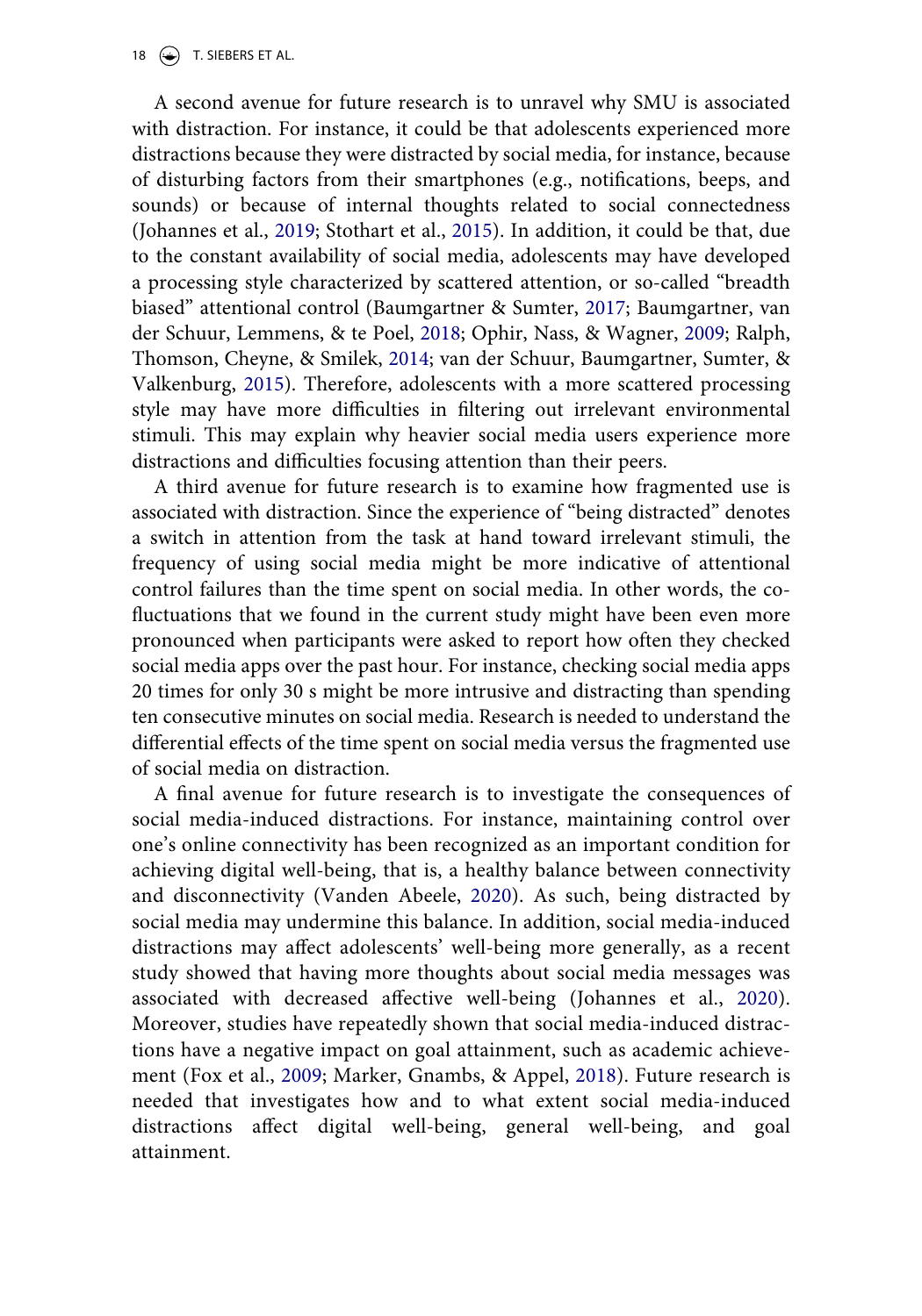A second avenue for future research is to unravel why SMU is associated with distraction. For instance, it could be that adolescents experienced more distractions because they were distracted by social media, for instance, because of disturbing factors from their smartphones (e.g., notifications, beeps, and sounds) or because of internal thoughts related to social connectedness (Johannes et al., 2019; Stothart et al., 2015). In addition, it could be that, due to the constant availability of social media, adolescents may have developed a processing style characterized by scattered attention, or so-called "breadth biased" attentional control (Baumgartner & Sumter, 2017; Baumgartner, van der Schuur, Lemmens, & te Poel, 2018; Ophir, Nass, & Wagner, 2009; Ralph, Thomson, Cheyne, & Smilek, 2014; van der Schuur, Baumgartner, Sumter, & Valkenburg, 2015). Therefore, adolescents with a more scattered processing style may have more difficulties in filtering out irrelevant environmental stimuli. This may explain why heavier social media users experience more distractions and difficulties focusing attention than their peers.

A third avenue for future research is to examine how fragmented use is associated with distraction. Since the experience of "being distracted" denotes a switch in attention from the task at hand toward irrelevant stimuli, the frequency of using social media might be more indicative of attentional control failures than the time spent on social media. In other words, the co-fluctuations that we found in the current study might have been even more pronounced when participants were asked to report how often they checked social media apps over the past hour. For instance, checking social media apps 20 times for only 30 s might be more intrusive and distracting than spending ten consecutive minutes on social media. Research is needed to understand the differential effects of the time spent on social media versus the fragmented use of social media on distraction.

A final avenue for future research is to investigate the consequences of social media-induced distractions. For instance, maintaining control over one's online connectivity has been recognized as an important condition for achieving digital well-being, that is, a healthy balance between connectivity and disconnectivity (Vanden Abeele, 2020). As such, being distracted by social media may undermine this balance. In addition, social media-induced distractions may affect adolescents' well-being more generally, as a recent study showed that having more thoughts about social media messages was associated with decreased affective well-being (Johannes et al., 2020). Moreover, studies have repeatedly shown that social media-induced distractions have a negative impact on goal attainment, such as academic achievement (Fox et al., 2009; Marker, Gnambs, & Appel, 2018). Future research is needed that investigates how and to what extent social media-induced distractions affect digital well-being, general well-being, and goal attainment.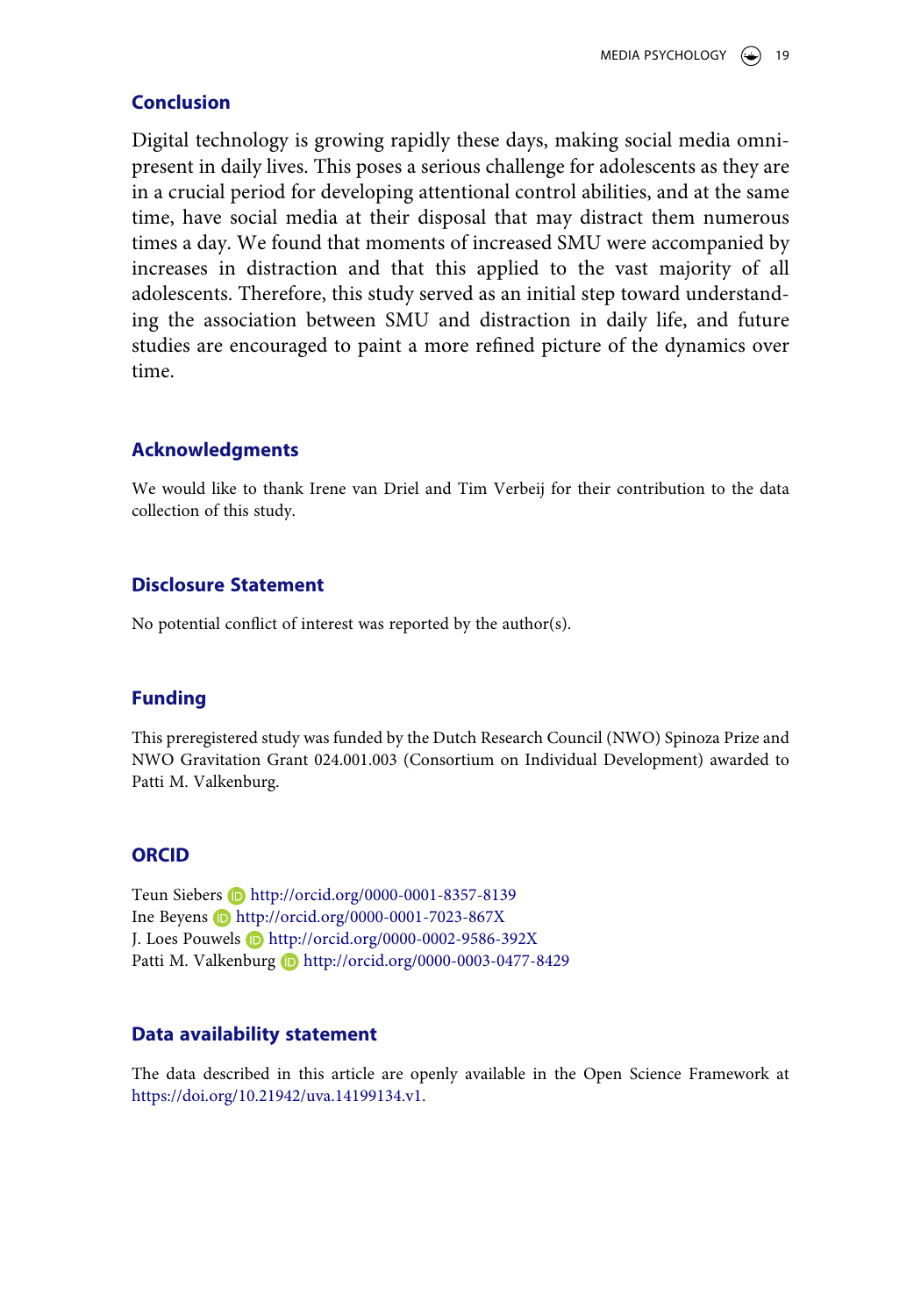## Conclusion

Digital technology is growing rapidly these days, making social media omnipresent in daily lives. This poses a serious challenge for adolescents as they are in a crucial period for developing attentional control abilities, and at the same time, have social media at their disposal that may distract them numerous times a day. We found that moments of increased SMU were accompanied by increases in distraction and that this applied to the vast majority of all adolescents. Therefore, this study served as an initial step toward understanding the association between SMU and distraction in daily life, and future studies are encouraged to paint a more refined picture of the dynamics over time.

## Acknowledgments

We would like to thank Irene van Driel and Tim Verbeij for their contribution to the data collection of this study.

## Disclosure Statement

No potential conflict of interest was reported by the author(s).

## Funding

This preregistered study was funded by the Dutch Research Council (NWO) Spinoza Prize and NWO Gravitation Grant 024.001.003 (Consortium on Individual Development) awarded to Patti M. Valkenburg.

## ORCID

Teun Siebers http://orcid.org/0000-0001-8357-8139
Ine Beyens http://orcid.org/0000-0001-7023-867X
J. Loes Pouwels http://orcid.org/0000-0002-9586-392X
Patti M. Valkenburg http://orcid.org/0000-0003-0477-8429

## Data availability statement

The data described in this article are openly available in the Open Science Framework at https://doi.org/10.21942/uva.14199134.v1.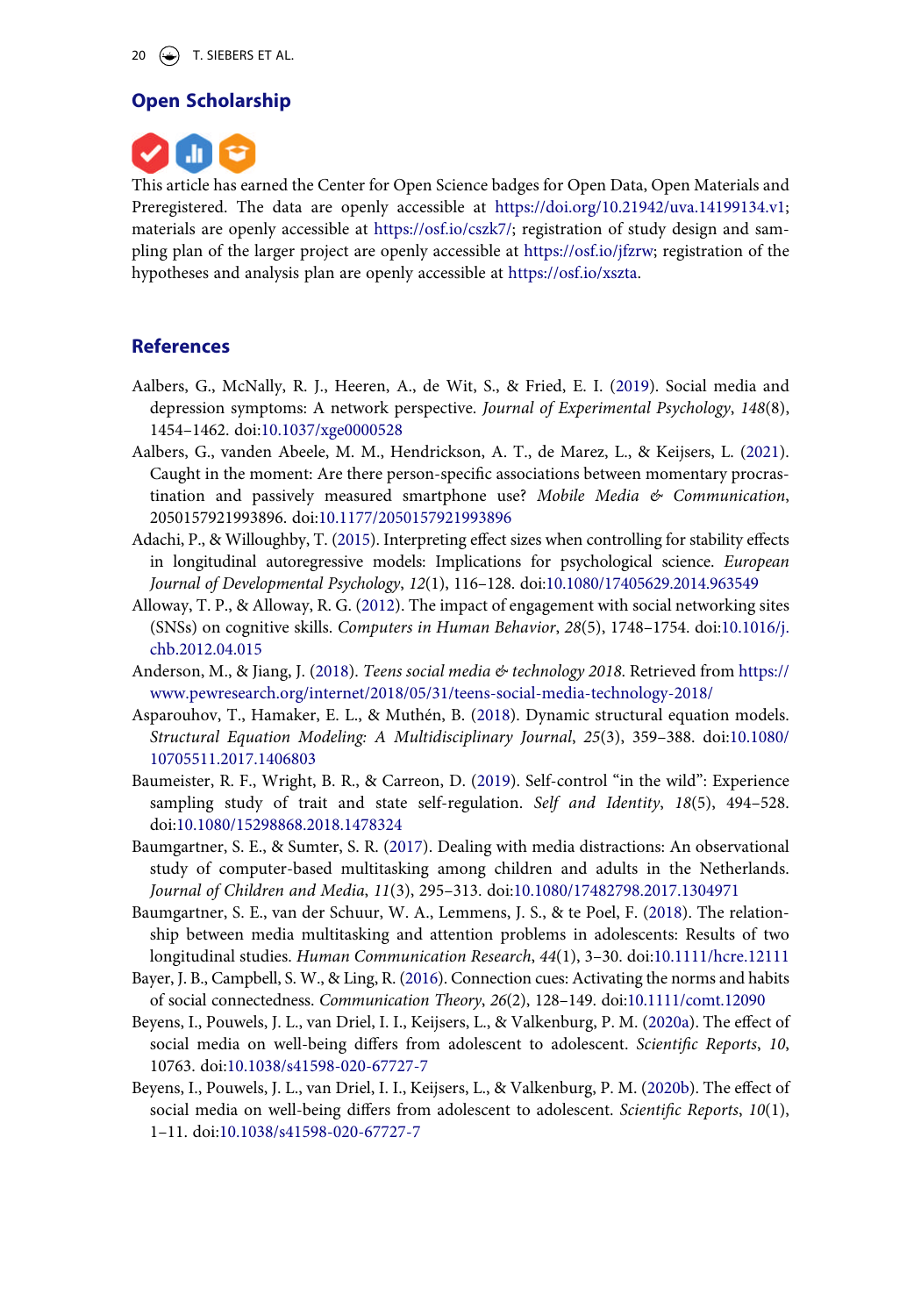## Open Scholarship

This article has earned the Center for Open Science badges for Open Data, Open Materials and Preregistered. The data are openly accessible at https://doi.org/10.21942/uva.14199134.v1; materials are openly accessible at https://osf.io/cszk7/; registration of study design and sampling plan of the larger project are openly accessible at https://osf.io/jfzrw; registration of the hypotheses and analysis plan are openly accessible at https://osf.io/xszta.

## References

Aalbers, G., McNally, R. J., Heeren, A., de Wit, S., & Fried, E. I. (2019). Social media and depression symptoms: A network perspective. *Journal of Experimental Psychology*, *148*(8), 1454–1462. doi:10.1037/xge0000528

Aalbers, G., vanden Abeele, M. M., Hendrickson, A. T., de Marez, L., & Keijsers, L. (2021). Caught in the moment: Are there person-specific associations between momentary procrastination and passively measured smartphone use? *Mobile Media & Communication*, 2050157921993896. doi:10.1177/2050157921993896

Adachi, P., & Willoughby, T. (2015). Interpreting effect sizes when controlling for stability effects in longitudinal autoregressive models: Implications for psychological science. *European Journal of Developmental Psychology*, *12*(1), 116–128. doi:10.1080/17405629.2014.963549

Alloway, T. P., & Alloway, R. G. (2012). The impact of engagement with social networking sites (SNSs) on cognitive skills. *Computers in Human Behavior*, *28*(5), 1748–1754. doi:10.1016/j.chb.2012.04.015

Anderson, M., & Jiang, J. (2018). *Teens social media & technology 2018*. Retrieved from https://www.pewresearch.org/internet/2018/05/31/teens-social-media-technology-2018/

Asparouhov, T., Hamaker, E. L., & Muthén, B. (2018). Dynamic structural equation models. *Structural Equation Modeling: A Multidisciplinary Journal*, *25*(3), 359–388. doi:10.1080/10705511.2017.1406803

Baumeister, R. F., Wright, B. R., & Carreon, D. (2019). Self-control "in the wild": Experience sampling study of trait and state self-regulation. *Self and Identity*, *18*(5), 494–528. doi:10.1080/15298868.2018.1478324

Baumgartner, S. E., & Sumter, S. R. (2017). Dealing with media distractions: An observational study of computer-based multitasking among children and adults in the Netherlands. *Journal of Children and Media*, *11*(3), 295–313. doi:10.1080/17482798.2017.1304971

Baumgartner, S. E., van der Schuur, W. A., Lemmens, J. S., & te Poel, F. (2018). The relationship between media multitasking and attention problems in adolescents: Results of two longitudinal studies. *Human Communication Research*, *44*(1), 3–30. doi:10.1111/hcre.12111

Bayer, J. B., Campbell, S. W., & Ling, R. (2016). Connection cues: Activating the norms and habits of social connectedness. *Communication Theory*, *26*(2), 128–149. doi:10.1111/comt.12090

Beyens, I., Pouwels, J. L., van Driel, I. I., Keijsers, L., & Valkenburg, P. M. (2020a). The effect of social media on well-being differs from adolescent to adolescent. *Scientific Reports*, *10*, 10763. doi:10.1038/s41598-020-67727-7

Beyens, I., Pouwels, J. L., van Driel, I. I., Keijsers, L., & Valkenburg, P. M. (2020b). The effect of social media on well-being differs from adolescent to adolescent. *Scientific Reports*, *10*(1), 1–11. doi:10.1038/s41598-020-67727-7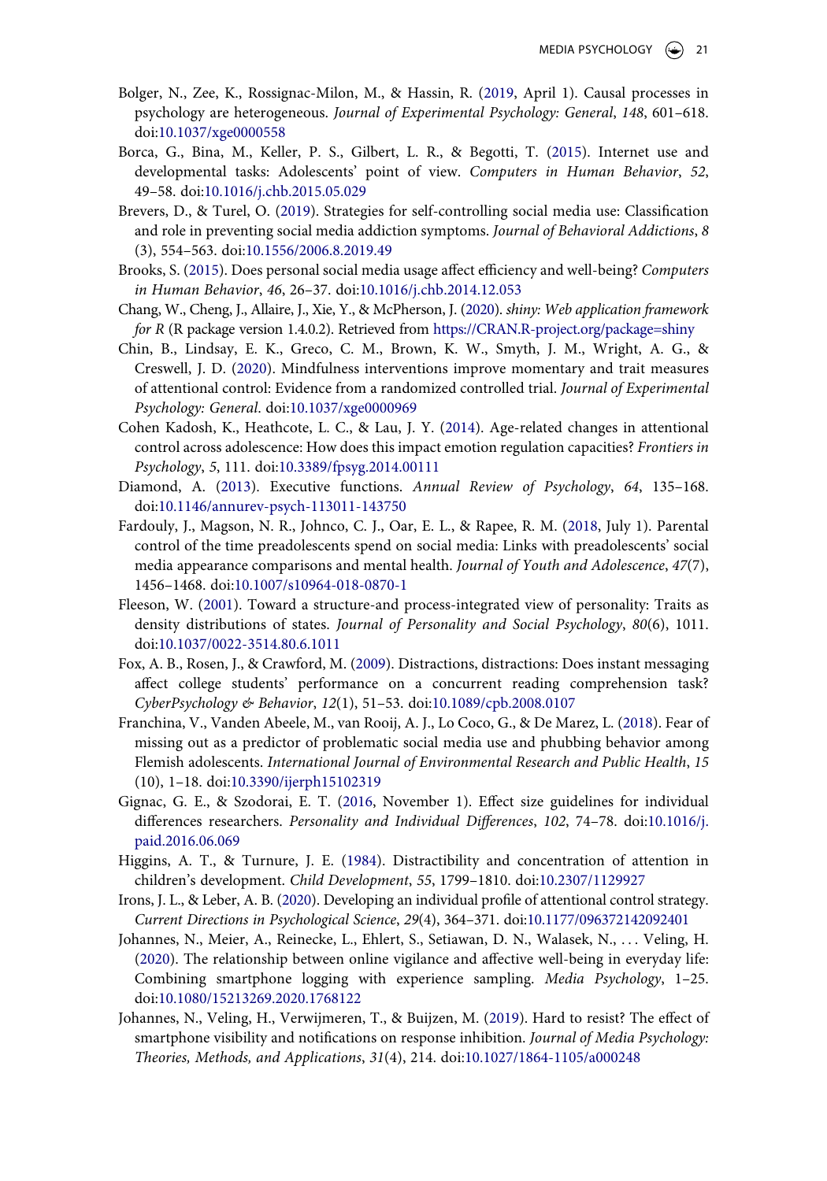Bolger, N., Zee, K., Rossignac-Milon, M., & Hassin, R. (2019, April 1). Causal processes in psychology are heterogeneous. *Journal of Experimental Psychology: General*, *148*, 601–618. doi:10.1037/xge0000558

Borca, G., Bina, M., Keller, P. S., Gilbert, L. R., & Begotti, T. (2015). Internet use and developmental tasks: Adolescents' point of view. *Computers in Human Behavior*, *52*, 49–58. doi:10.1016/j.chb.2015.05.029

Brevers, D., & Turel, O. (2019). Strategies for self-controlling social media use: Classification and role in preventing social media addiction symptoms. *Journal of Behavioral Addictions*, *8* (3), 554–563. doi:10.1556/2006.8.2019.49

Brooks, S. (2015). Does personal social media usage affect efficiency and well-being? *Computers in Human Behavior*, *46*, 26–37. doi:10.1016/j.chb.2014.12.053

Chang, W., Cheng, J., Allaire, J., Xie, Y., & McPherson, J. (2020). *shiny: Web application framework for R* (R package version 1.4.0.2). Retrieved from https://CRAN.R-project.org/package=shiny

Chin, B., Lindsay, E. K., Greco, C. M., Brown, K. W., Smyth, J. M., Wright, A. G., & Creswell, J. D. (2020). Mindfulness interventions improve momentary and trait measures of attentional control: Evidence from a randomized controlled trial. *Journal of Experimental Psychology: General*. doi:10.1037/xge0000969

Cohen Kadosh, K., Heathcote, L. C., & Lau, J. Y. (2014). Age-related changes in attentional control across adolescence: How does this impact emotion regulation capacities? *Frontiers in Psychology*, *5*, 111. doi:10.3389/fpsyg.2014.00111

Diamond, A. (2013). Executive functions. *Annual Review of Psychology*, *64*, 135–168. doi:10.1146/annurev-psych-113011-143750

Fardouly, J., Magson, N. R., Johnco, C. J., Oar, E. L., & Rapee, R. M. (2018, July 1). Parental control of the time preadolescents spend on social media: Links with preadolescents' social media appearance comparisons and mental health. *Journal of Youth and Adolescence*, *47*(7), 1456–1468. doi:10.1007/s10964-018-0870-1

Fleeson, W. (2001). Toward a structure-and process-integrated view of personality: Traits as density distributions of states. *Journal of Personality and Social Psychology*, *80*(6), 1011. doi:10.1037/0022-3514.80.6.1011

Fox, A. B., Rosen, J., & Crawford, M. (2009). Distractions, distractions: Does instant messaging affect college students' performance on a concurrent reading comprehension task? *CyberPsychology & Behavior*, *12*(1), 51–53. doi:10.1089/cpb.2008.0107

Franchina, V., Vanden Abeele, M., van Rooij, A. J., Lo Coco, G., & De Marez, L. (2018). Fear of missing out as a predictor of problematic social media use and phubbing behavior among Flemish adolescents. *International Journal of Environmental Research and Public Health*, *15* (10), 1–18. doi:10.3390/ijerph15102319

Gignac, G. E., & Szodorai, E. T. (2016, November 1). Effect size guidelines for individual differences researchers. *Personality and Individual Differences*, *102*, 74–78. doi:10.1016/j.paid.2016.06.069

Higgins, A. T., & Turnure, J. E. (1984). Distractibility and concentration of attention in children's development. *Child Development*, *55*, 1799–1810. doi:10.2307/1129927

Irons, J. L., & Leber, A. B. (2020). Developing an individual profile of attentional control strategy. *Current Directions in Psychological Science*, *29*(4), 364–371. doi:10.1177/096372142092401

Johannes, N., Meier, A., Reinecke, L., Ehlert, S., Setiawan, D. N., Walasek, N., . . . Veling, H. (2020). The relationship between online vigilance and affective well-being in everyday life: Combining smartphone logging with experience sampling. *Media Psychology*, 1–25. doi:10.1080/15213269.2020.1768122

Johannes, N., Veling, H., Verwijmeren, T., & Buijzen, M. (2019). Hard to resist? The effect of smartphone visibility and notifications on response inhibition. *Journal of Media Psychology: Theories, Methods, and Applications*, *31*(4), 214. doi:10.1027/1864-1105/a000248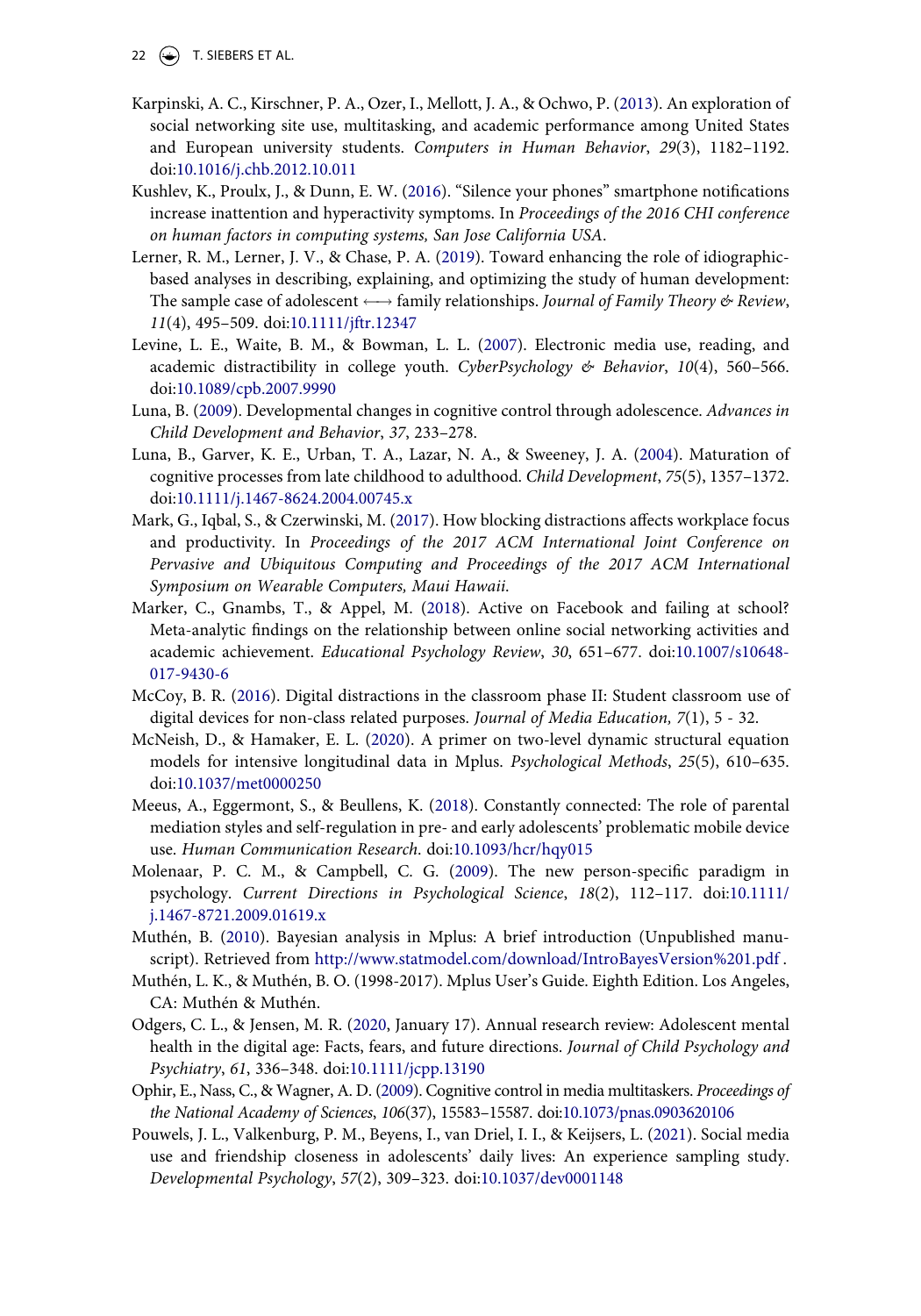Karpinski, A. C., Kirschner, P. A., Ozer, I., Mellott, J. A., & Ochwo, P. (2013). An exploration of social networking site use, multitasking, and academic performance among United States and European university students. *Computers in Human Behavior*, *29*(3), 1182–1192. doi:10.1016/j.chb.2012.10.011

Kushlev, K., Proulx, J., & Dunn, E. W. (2016). "Silence your phones" smartphone notifications increase inattention and hyperactivity symptoms. In *Proceedings of the 2016 CHI conference on human factors in computing systems, San Jose California USA*.

Lerner, R. M., Lerner, J. V., & Chase, P. A. (2019). Toward enhancing the role of idiographic-based analyses in describing, explaining, and optimizing the study of human development: The sample case of adolescent ⟵⟶ family relationships. *Journal of Family Theory & Review*, *11*(4), 495–509. doi:10.1111/jftr.12347

Levine, L. E., Waite, B. M., & Bowman, L. L. (2007). Electronic media use, reading, and academic distractibility in college youth. *CyberPsychology & Behavior*, *10*(4), 560–566. doi:10.1089/cpb.2007.9990

Luna, B. (2009). Developmental changes in cognitive control through adolescence. *Advances in Child Development and Behavior*, *37*, 233–278.

Luna, B., Garver, K. E., Urban, T. A., Lazar, N. A., & Sweeney, J. A. (2004). Maturation of cognitive processes from late childhood to adulthood. *Child Development*, *75*(5), 1357–1372. doi:10.1111/j.1467-8624.2004.00745.x

Mark, G., Iqbal, S., & Czerwinski, M. (2017). How blocking distractions affects workplace focus and productivity. In *Proceedings of the 2017 ACM International Joint Conference on Pervasive and Ubiquitous Computing and Proceedings of the 2017 ACM International Symposium on Wearable Computers, Maui Hawaii*.

Marker, C., Gnambs, T., & Appel, M. (2018). Active on Facebook and failing at school? Meta-analytic findings on the relationship between online social networking activities and academic achievement. *Educational Psychology Review*, *30*, 651–677. doi:10.1007/s10648-017-9430-6

McCoy, B. R. (2016). Digital distractions in the classroom phase II: Student classroom use of digital devices for non-class related purposes. *Journal of Media Education, 7*(1), 5 - 32.

McNeish, D., & Hamaker, E. L. (2020). A primer on two-level dynamic structural equation models for intensive longitudinal data in Mplus. *Psychological Methods*, *25*(5), 610–635. doi:10.1037/met0000250

Meeus, A., Eggermont, S., & Beullens, K. (2018). Constantly connected: The role of parental mediation styles and self-regulation in pre- and early adolescents' problematic mobile device use. *Human Communication Research*. doi:10.1093/hcr/hqy015

Molenaar, P. C. M., & Campbell, C. G. (2009). The new person-specific paradigm in psychology. *Current Directions in Psychological Science*, *18*(2), 112–117. doi:10.1111/j.1467-8721.2009.01619.x

Muthén, B. (2010). Bayesian analysis in Mplus: A brief introduction (Unpublished manuscript). Retrieved from http://www.statmodel.com/download/IntroBayesVersion%201.pdf .

Muthén, L. K., & Muthén, B. O. (1998-2017). Mplus User's Guide. Eighth Edition. Los Angeles, CA: Muthén & Muthén.

Odgers, C. L., & Jensen, M. R. (2020, January 17). Annual research review: Adolescent mental health in the digital age: Facts, fears, and future directions. *Journal of Child Psychology and Psychiatry*, *61*, 336–348. doi:10.1111/jcpp.13190

Ophir, E., Nass, C., & Wagner, A. D. (2009). Cognitive control in media multitaskers. *Proceedings of the National Academy of Sciences*, *106*(37), 15583–15587. doi:10.1073/pnas.0903620106

Pouwels, J. L., Valkenburg, P. M., Beyens, I., van Driel, I. I., & Keijsers, L. (2021). Social media use and friendship closeness in adolescents' daily lives: An experience sampling study. *Developmental Psychology*, *57*(2), 309–323. doi:10.1037/dev0001148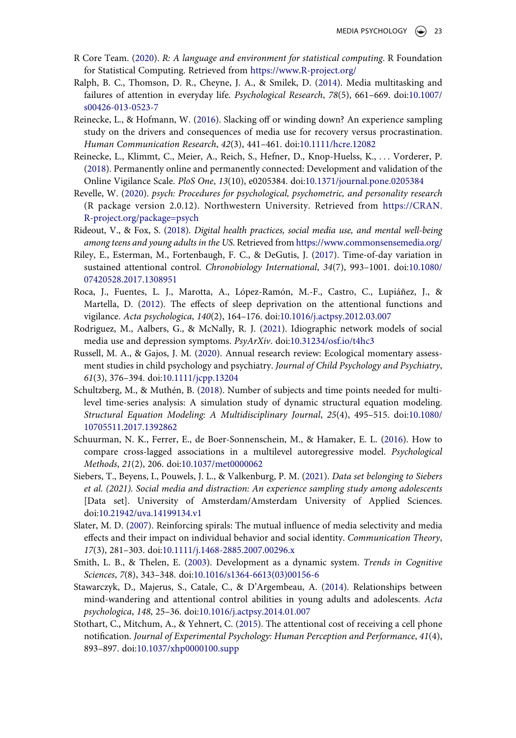R Core Team. (2020). *R: A language and environment for statistical computing*. R Foundation for Statistical Computing. Retrieved from https://www.R-project.org/

Ralph, B. C., Thomson, D. R., Cheyne, J. A., & Smilek, D. (2014). Media multitasking and failures of attention in everyday life. *Psychological Research*, *78*(5), 661–669. doi:10.1007/s00426-013-0523-7

Reinecke, L., & Hofmann, W. (2016). Slacking off or winding down? An experience sampling study on the drivers and consequences of media use for recovery versus procrastination. *Human Communication Research*, *42*(3), 441–461. doi:10.1111/hcre.12082

Reinecke, L., Klimmt, C., Meier, A., Reich, S., Hefner, D., Knop-Huelss, K., . . . Vorderer, P. (2018). Permanently online and permanently connected: Development and validation of the Online Vigilance Scale. *PloS One*, *13*(10), e0205384. doi:10.1371/journal.pone.0205384

Revelle, W. (2020). *psych: Procedures for psychological, psychometric, and personality research* (R package version 2.0.12). Northwestern University. Retrieved from https://CRAN.R-project.org/package=psych

Rideout, V., & Fox, S. (2018). *Digital health practices, social media use, and mental well-being among teens and young adults in the US*. Retrieved from https://www.commonsensemedia.org/

Riley, E., Esterman, M., Fortenbaugh, F. C., & DeGutis, J. (2017). Time-of-day variation in sustained attentional control. *Chronobiology International*, *34*(7), 993–1001. doi:10.1080/07420528.2017.1308951

Roca, J., Fuentes, L. J., Marotta, A., López-Ramón, M.-F., Castro, C., Lupiáñez, J., & Martella, D. (2012). The effects of sleep deprivation on the attentional functions and vigilance. *Acta psychologica*, *140*(2), 164–176. doi:10.1016/j.actpsy.2012.03.007

Rodriguez, M., Aalbers, G., & McNally, R. J. (2021). Idiographic network models of social media use and depression symptoms. *PsyArXiv*. doi:10.31234/osf.io/t4hc3

Russell, M. A., & Gajos, J. M. (2020). Annual research review: Ecological momentary assessment studies in child psychology and psychiatry. *Journal of Child Psychology and Psychiatry*, *61*(3), 376–394. doi:10.1111/jcpp.13204

Schultzberg, M., & Muthén, B. (2018). Number of subjects and time points needed for multilevel time-series analysis: A simulation study of dynamic structural equation modeling. *Structural Equation Modeling: A Multidisciplinary Journal*, *25*(4), 495–515. doi:10.1080/10705511.2017.1392862

Schuurman, N. K., Ferrer, E., de Boer-Sonnenschein, M., & Hamaker, E. L. (2016). How to compare cross-lagged associations in a multilevel autoregressive model. *Psychological Methods*, *21*(2), 206. doi:10.1037/met0000062

Siebers, T., Beyens, I., Pouwels, J. L., & Valkenburg, P. M. (2021). *Data set belonging to Siebers et al. (2021). Social media and distraction: An experience sampling study among adolescents* [Data set]. University of Amsterdam/Amsterdam University of Applied Sciences. doi:10.21942/uva.14199134.v1

Slater, M. D. (2007). Reinforcing spirals: The mutual influence of media selectivity and media effects and their impact on individual behavior and social identity. *Communication Theory*, *17*(3), 281–303. doi:10.1111/j.1468-2885.2007.00296.x

Smith, L. B., & Thelen, E. (2003). Development as a dynamic system. *Trends in Cognitive Sciences*, *7*(8), 343–348. doi:10.1016/s1364-6613(03)00156-6

Stawarczyk, D., Majerus, S., Catale, C., & D'Argembeau, A. (2014). Relationships between mind-wandering and attentional control abilities in young adults and adolescents. *Acta psychologica*, *148*, 25–36. doi:10.1016/j.actpsy.2014.01.007

Stothart, C., Mitchum, A., & Yehnert, C. (2015). The attentional cost of receiving a cell phone notification. *Journal of Experimental Psychology: Human Perception and Performance*, *41*(4), 893–897. doi:10.1037/xhp0000100.supp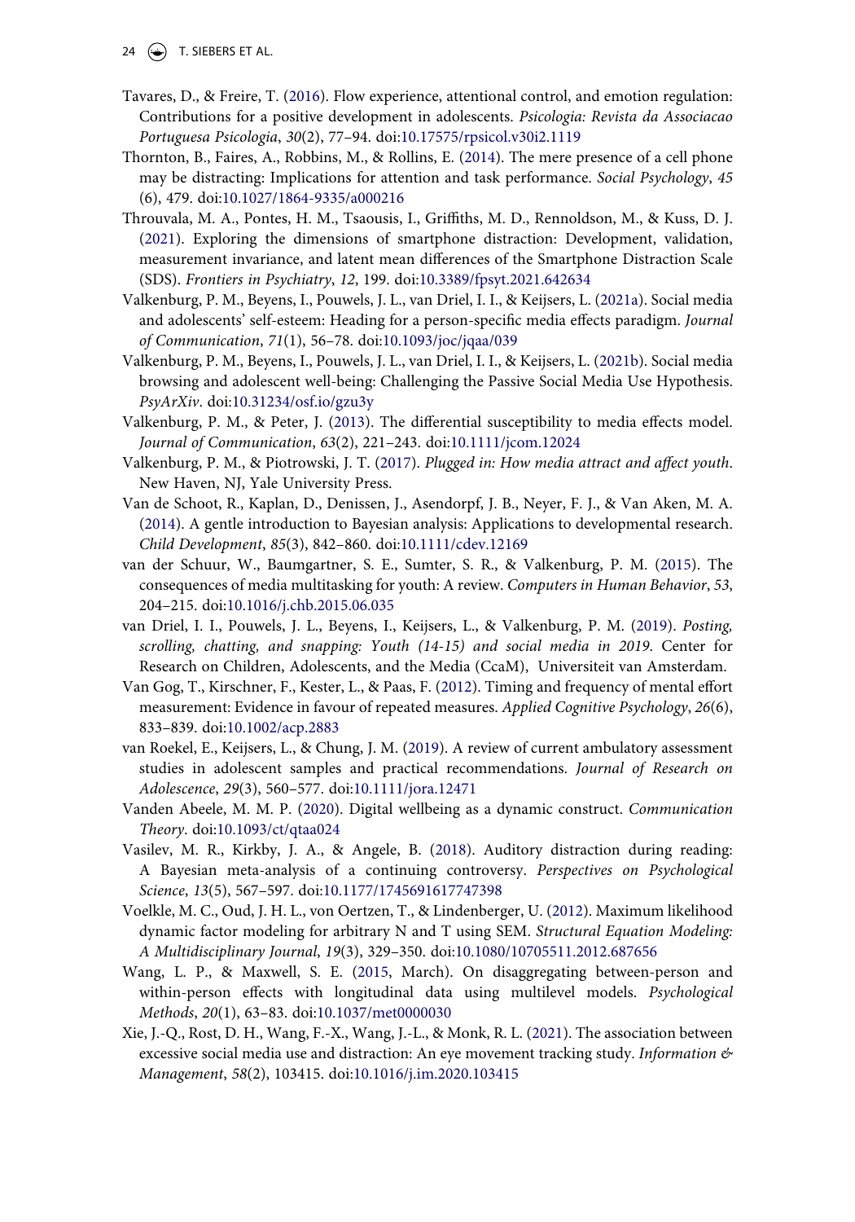Tavares, D., & Freire, T. (2016). Flow experience, attentional control, and emotion regulation: Contributions for a positive development in adolescents. *Psicologia: Revista da Associacao Portuguesa Psicologia*, *30*(2), 77–94. doi:10.17575/rpsicol.v30i2.1119

Thornton, B., Faires, A., Robbins, M., & Rollins, E. (2014). The mere presence of a cell phone may be distracting: Implications for attention and task performance. *Social Psychology*, *45* (6), 479. doi:10.1027/1864-9335/a000216

Throuvala, M. A., Pontes, H. M., Tsaousis, I., Griffiths, M. D., Rennoldson, M., & Kuss, D. J. (2021). Exploring the dimensions of smartphone distraction: Development, validation, measurement invariance, and latent mean differences of the Smartphone Distraction Scale (SDS). *Frontiers in Psychiatry*, *12*, 199. doi:10.3389/fpsyt.2021.642634

Valkenburg, P. M., Beyens, I., Pouwels, J. L., van Driel, I. I., & Keijsers, L. (2021a). Social media and adolescents' self-esteem: Heading for a person-specific media effects paradigm. *Journal of Communication*, *71*(1), 56–78. doi:10.1093/joc/jqaa/039

Valkenburg, P. M., Beyens, I., Pouwels, J. L., van Driel, I. I., & Keijsers, L. (2021b). Social media browsing and adolescent well-being: Challenging the Passive Social Media Use Hypothesis. *PsyArXiv*. doi:10.31234/osf.io/gzu3y

Valkenburg, P. M., & Peter, J. (2013). The differential susceptibility to media effects model. *Journal of Communication*, *63*(2), 221–243. doi:10.1111/jcom.12024

Valkenburg, P. M., & Piotrowski, J. T. (2017). *Plugged in: How media attract and affect youth*. New Haven, NJ, Yale University Press.

Van de Schoot, R., Kaplan, D., Denissen, J., Asendorpf, J. B., Neyer, F. J., & Van Aken, M. A. (2014). A gentle introduction to Bayesian analysis: Applications to developmental research. *Child Development*, *85*(3), 842–860. doi:10.1111/cdev.12169

van der Schuur, W., Baumgartner, S. E., Sumter, S. R., & Valkenburg, P. M. (2015). The consequences of media multitasking for youth: A review. *Computers in Human Behavior*, *53*, 204–215. doi:10.1016/j.chb.2015.06.035

van Driel, I. I., Pouwels, J. L., Beyens, I., Keijsers, L., & Valkenburg, P. M. (2019). *Posting, scrolling, chatting, and snapping: Youth (14-15) and social media in 2019*. Center for Research on Children, Adolescents, and the Media (CcaM), Universiteit van Amsterdam.

Van Gog, T., Kirschner, F., Kester, L., & Paas, F. (2012). Timing and frequency of mental effort measurement: Evidence in favour of repeated measures. *Applied Cognitive Psychology*, *26*(6), 833–839. doi:10.1002/acp.2883

van Roekel, E., Keijsers, L., & Chung, J. M. (2019). A review of current ambulatory assessment studies in adolescent samples and practical recommendations. *Journal of Research on Adolescence*, *29*(3), 560–577. doi:10.1111/jora.12471

Vanden Abeele, M. M. P. (2020). Digital wellbeing as a dynamic construct. *Communication Theory*. doi:10.1093/ct/qtaa024

Vasilev, M. R., Kirkby, J. A., & Angele, B. (2018). Auditory distraction during reading: A Bayesian meta-analysis of a continuing controversy. *Perspectives on Psychological Science*, *13*(5), 567–597. doi:10.1177/1745691617747398

Voelkle, M. C., Oud, J. H. L., von Oertzen, T., & Lindenberger, U. (2012). Maximum likelihood dynamic factor modeling for arbitrary N and T using SEM. *Structural Equation Modeling: A Multidisciplinary Journal*, *19*(3), 329–350. doi:10.1080/10705511.2012.687656

Wang, L. P., & Maxwell, S. E. (2015, March). On disaggregating between-person and within-person effects with longitudinal data using multilevel models. *Psychological Methods*, *20*(1), 63–83. doi:10.1037/met0000030

Xie, J.-Q., Rost, D. H., Wang, F.-X., Wang, J.-L., & Monk, R. L. (2021). The association between excessive social media use and distraction: An eye movement tracking study. *Information & Management*, *58*(2), 103415. doi:10.1016/j.im.2020.103415